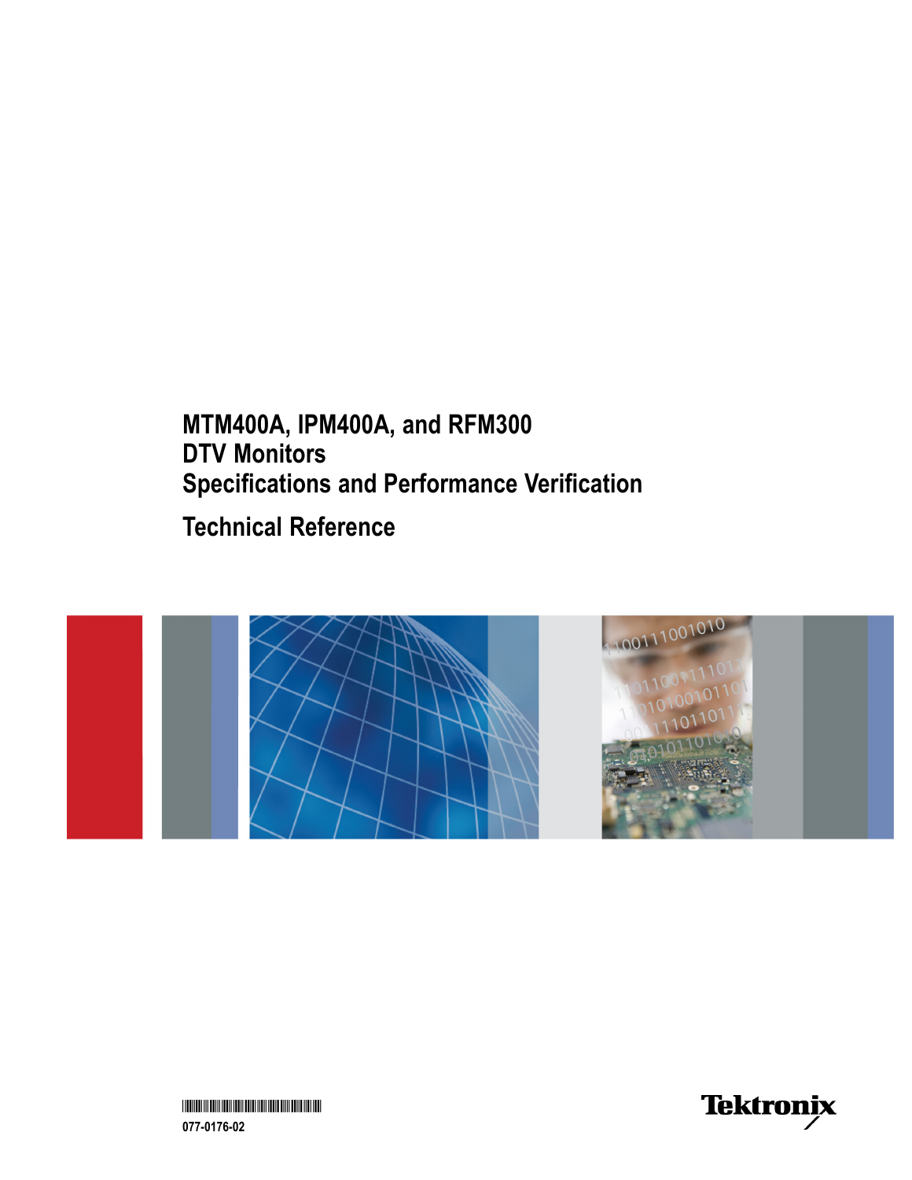# MTM400A, IPM400A, and RFM300
# DTV Monitors
# Specifications and Performance Verification

## Technical Reference

077-0176-02

Tektronix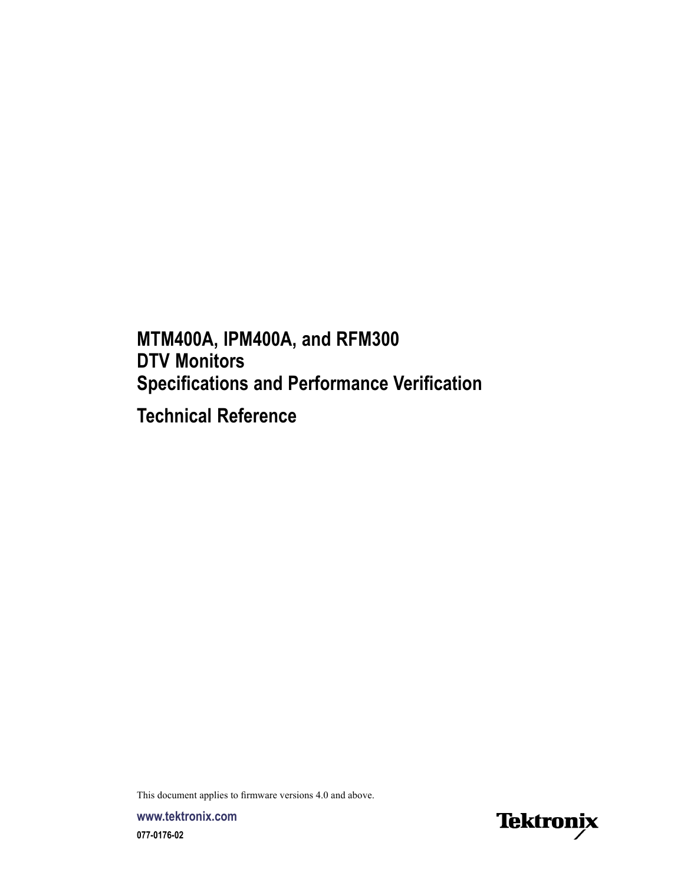# MTM400A, IPM400A, and RFM300 DTV Monitors Specifications and Performance Verification

## Technical Reference

This document applies to firmware versions 4.0 and above.

www.tektronix.com

077-0176-02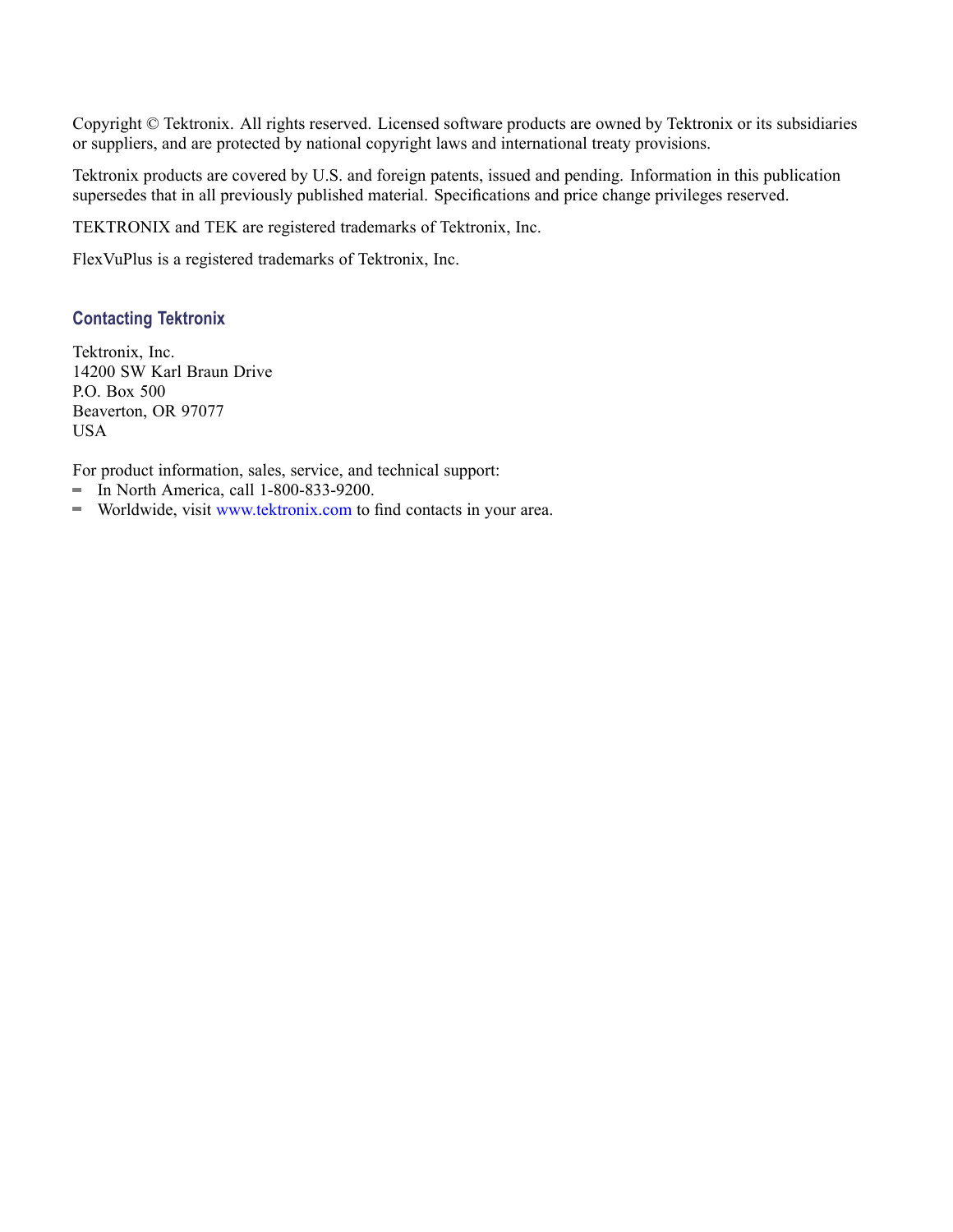Copyright © Tektronix. All rights reserved. Licensed software products are owned by Tektronix or its subsidiaries or suppliers, and are protected by national copyright laws and international treaty provisions.

Tektronix products are covered by U.S. and foreign patents, issued and pending. Information in this publication supersedes that in all previously published material. Specifications and price change privileges reserved.

TEKTRONIX and TEK are registered trademarks of Tektronix, Inc.

FlexVuPlus is a registered trademarks of Tektronix, Inc.

## Contacting Tektronix

Tektronix, Inc.
14200 SW Karl Braun Drive
P.O. Box 500
Beaverton, OR 97077
USA

For product information, sales, service, and technical support:

- In North America, call 1-800-833-9200.
- Worldwide, visit www.tektronix.com to find contacts in your area.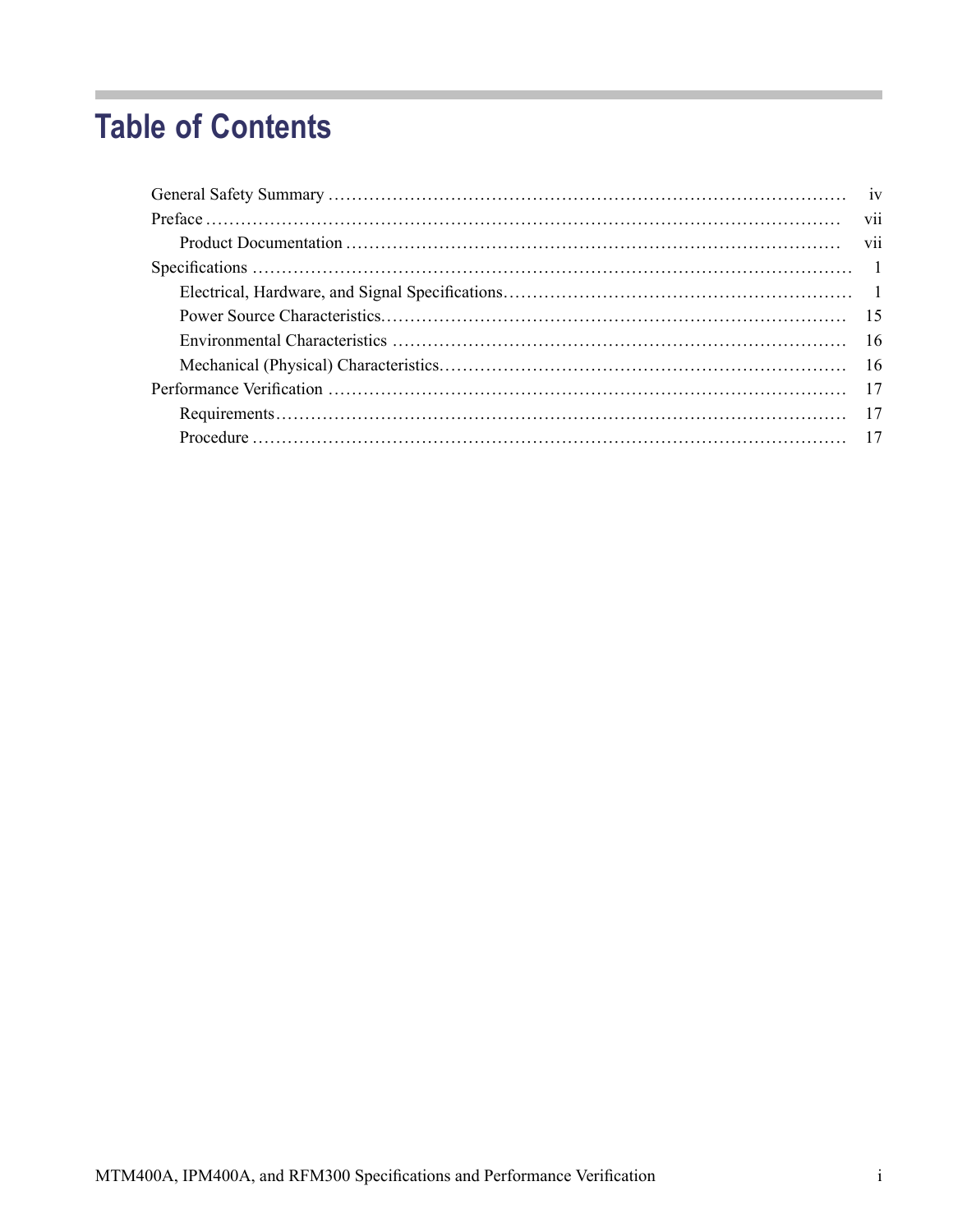# Table of Contents

- General Safety Summary ........ iv
- Preface ........ vii
  - Product Documentation ........ vii
- Specifications ........ 1
  - Electrical, Hardware, and Signal Specifications ........ 1
  - Power Source Characteristics ........ 15
  - Environmental Characteristics ........ 16
  - Mechanical (Physical) Characteristics ........ 16
- Performance Verification ........ 17
  - Requirements ........ 17
  - Procedure ........ 17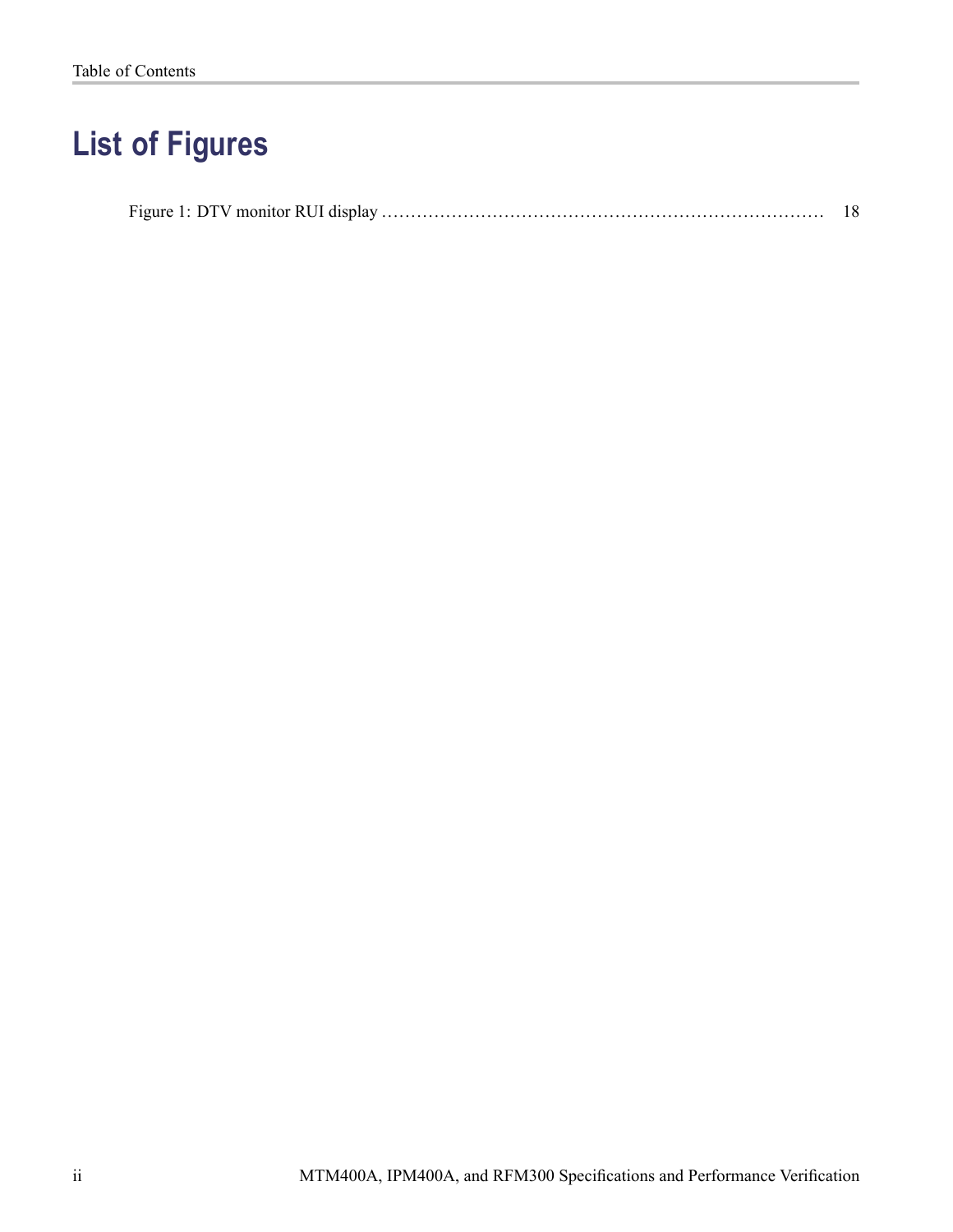# List of Figures

Figure 1: DTV monitor RUI display .......................................................................... 18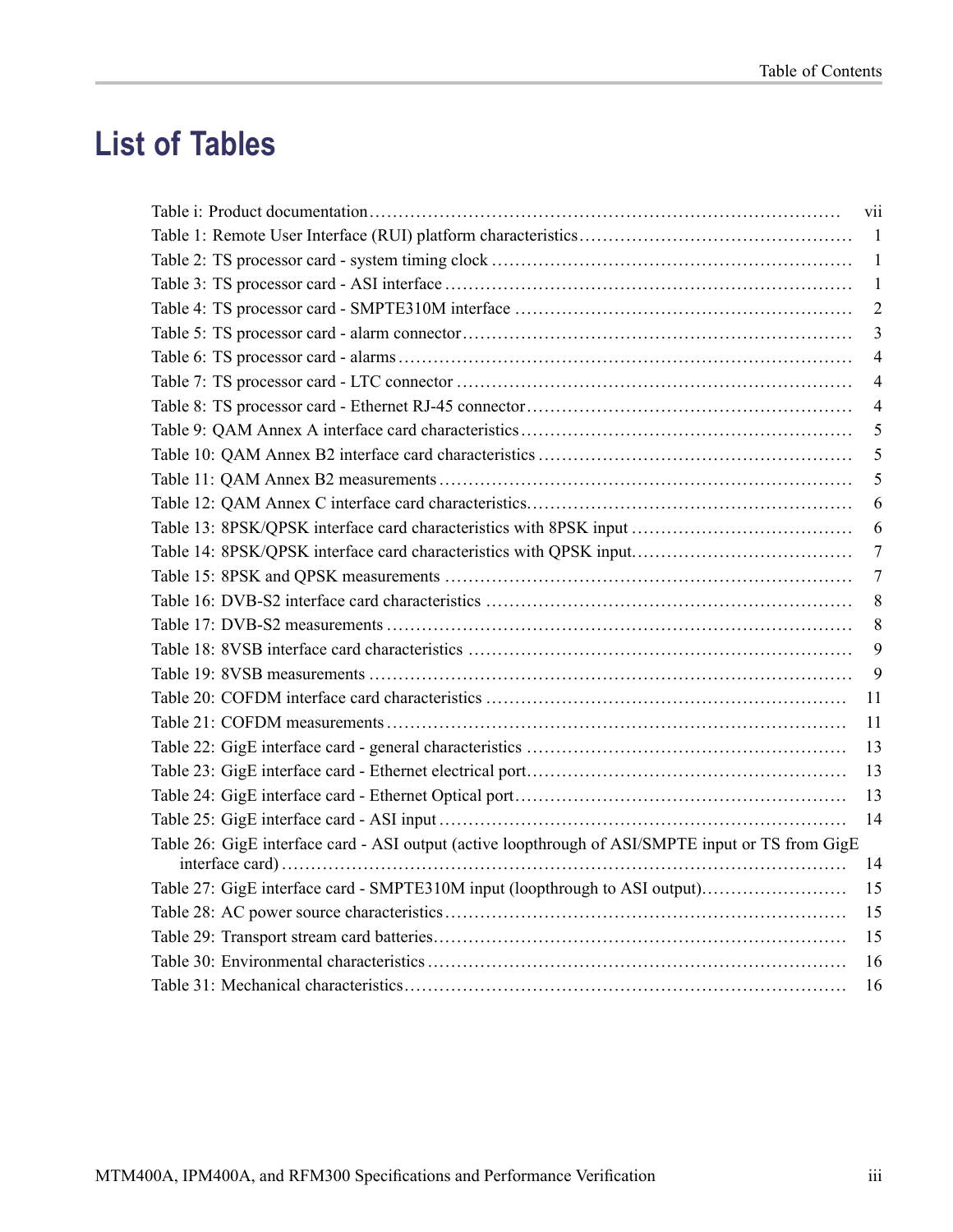# List of Tables

| | |
|---|---|
| Table i: Product documentation | vii |
| Table 1: Remote User Interface (RUI) platform characteristics | 1 |
| Table 2: TS processor card - system timing clock | 1 |
| Table 3: TS processor card - ASI interface | 1 |
| Table 4: TS processor card - SMPTE310M interface | 2 |
| Table 5: TS processor card - alarm connector | 3 |
| Table 6: TS processor card - alarms | 4 |
| Table 7: TS processor card - LTC connector | 4 |
| Table 8: TS processor card - Ethernet RJ-45 connector | 4 |
| Table 9: QAM Annex A interface card characteristics | 5 |
| Table 10: QAM Annex B2 interface card characteristics | 5 |
| Table 11: QAM Annex B2 measurements | 5 |
| Table 12: QAM Annex C interface card characteristics. | 6 |
| Table 13: 8PSK/QPSK interface card characteristics with 8PSK input | 6 |
| Table 14: 8PSK/QPSK interface card characteristics with QPSK input. | 7 |
| Table 15: 8PSK and QPSK measurements | 7 |
| Table 16: DVB-S2 interface card characteristics | 8 |
| Table 17: DVB-S2 measurements | 8 |
| Table 18: 8VSB interface card characteristics | 9 |
| Table 19: 8VSB measurements | 9 |
| Table 20: COFDM interface card characteristics | 11 |
| Table 21: COFDM measurements | 11 |
| Table 22: GigE interface card - general characteristics | 13 |
| Table 23: GigE interface card - Ethernet electrical port | 13 |
| Table 24: GigE interface card - Ethernet Optical port | 13 |
| Table 25: GigE interface card - ASI input | 14 |
| Table 26: GigE interface card - ASI output (active loopthrough of ASI/SMPTE input or TS from GigE interface card) | 14 |
| Table 27: GigE interface card - SMPTE310M input (loopthrough to ASI output). | 15 |
| Table 28: AC power source characteristics | 15 |
| Table 29: Transport stream card batteries | 15 |
| Table 30: Environmental characteristics | 16 |
| Table 31: Mechanical characteristics | 16 |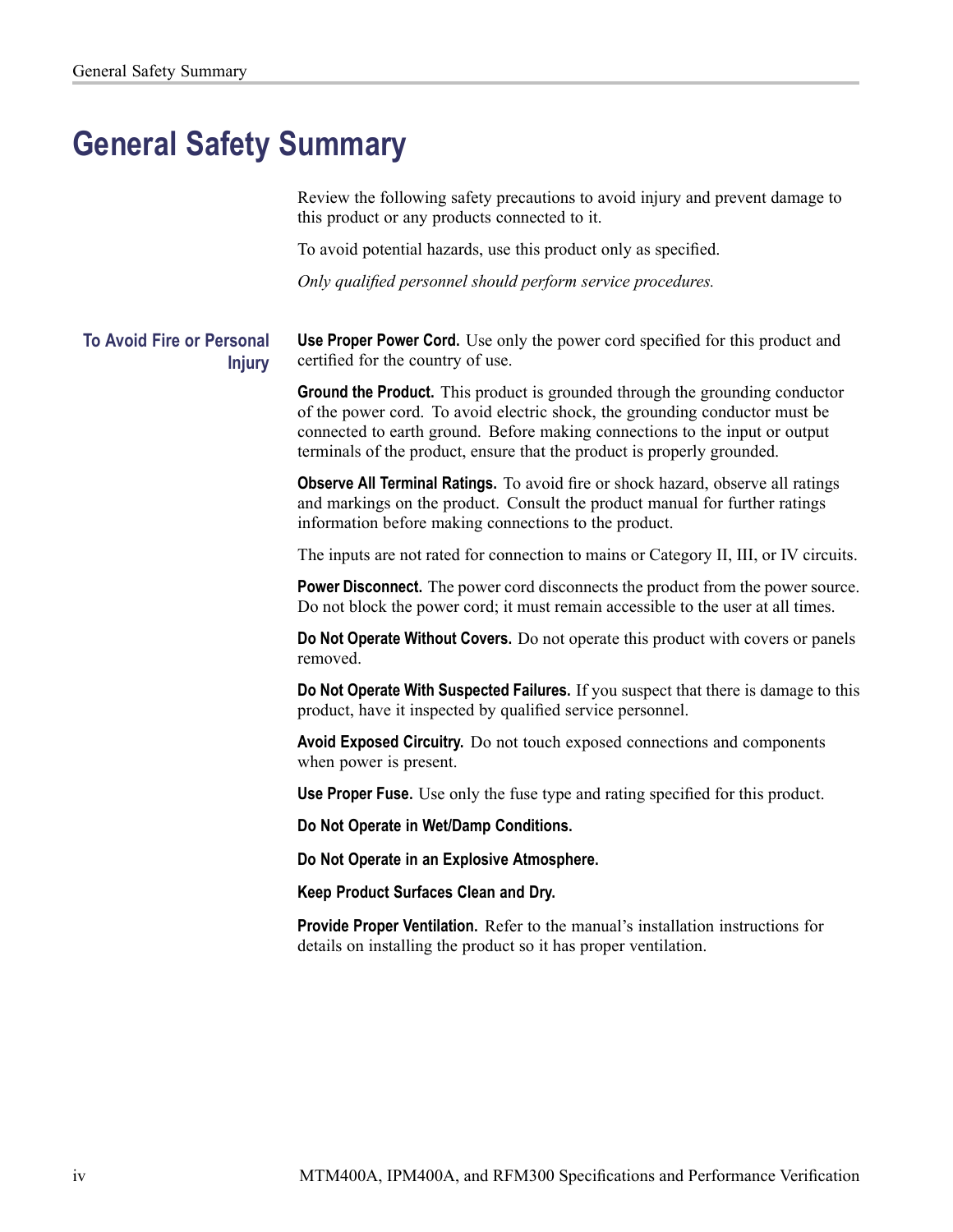# General Safety Summary

Review the following safety precautions to avoid injury and prevent damage to this product or any products connected to it.

To avoid potential hazards, use this product only as specified.

*Only qualified personnel should perform service procedures.*

## To Avoid Fire or Personal Injury

**Use Proper Power Cord.** Use only the power cord specified for this product and certified for the country of use.

**Ground the Product.** This product is grounded through the grounding conductor of the power cord. To avoid electric shock, the grounding conductor must be connected to earth ground. Before making connections to the input or output terminals of the product, ensure that the product is properly grounded.

**Observe All Terminal Ratings.** To avoid fire or shock hazard, observe all ratings and markings on the product. Consult the product manual for further ratings information before making connections to the product.

The inputs are not rated for connection to mains or Category II, III, or IV circuits.

**Power Disconnect.** The power cord disconnects the product from the power source. Do not block the power cord; it must remain accessible to the user at all times.

**Do Not Operate Without Covers.** Do not operate this product with covers or panels removed.

**Do Not Operate With Suspected Failures.** If you suspect that there is damage to this product, have it inspected by qualified service personnel.

**Avoid Exposed Circuitry.** Do not touch exposed connections and components when power is present.

**Use Proper Fuse.** Use only the fuse type and rating specified for this product.

**Do Not Operate in Wet/Damp Conditions.**

**Do Not Operate in an Explosive Atmosphere.**

**Keep Product Surfaces Clean and Dry.**

**Provide Proper Ventilation.** Refer to the manual's installation instructions for details on installing the product so it has proper ventilation.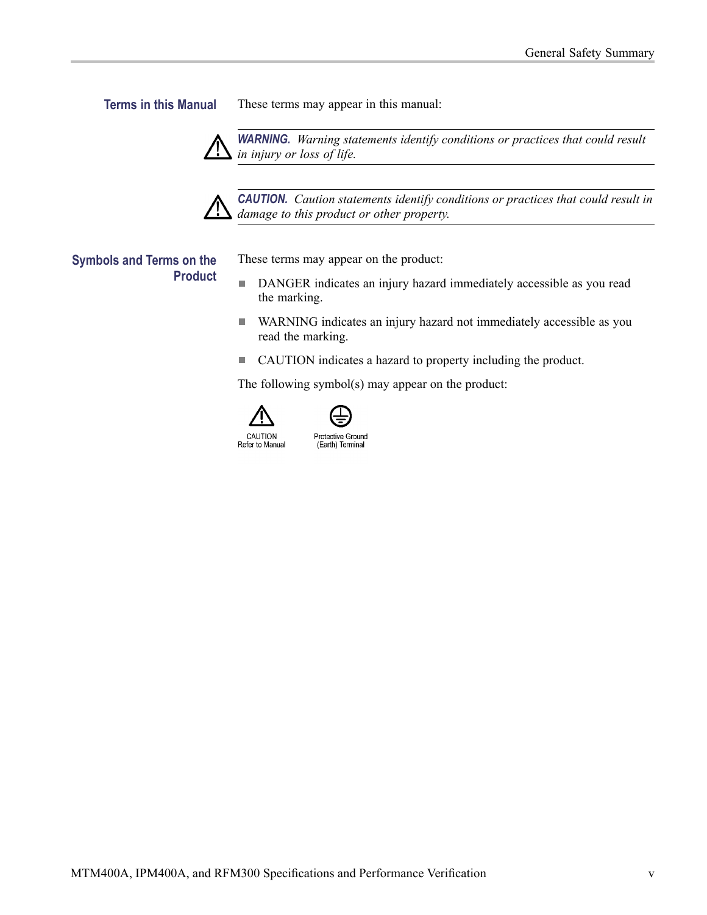### Terms in this Manual

These terms may appear in this manual:

> **WARNING.** *Warning statements identify conditions or practices that could result in injury or loss of life.*

> **CAUTION.** *Caution statements identify conditions or practices that could result in damage to this product or other property.*

### Symbols and Terms on the Product

These terms may appear on the product:

- DANGER indicates an injury hazard immediately accessible as you read the marking.
- WARNING indicates an injury hazard not immediately accessible as you read the marking.
- CAUTION indicates a hazard to property including the product.

The following symbol(s) may appear on the product:

CAUTION Refer to Manual

Protective Ground (Earth) Terminal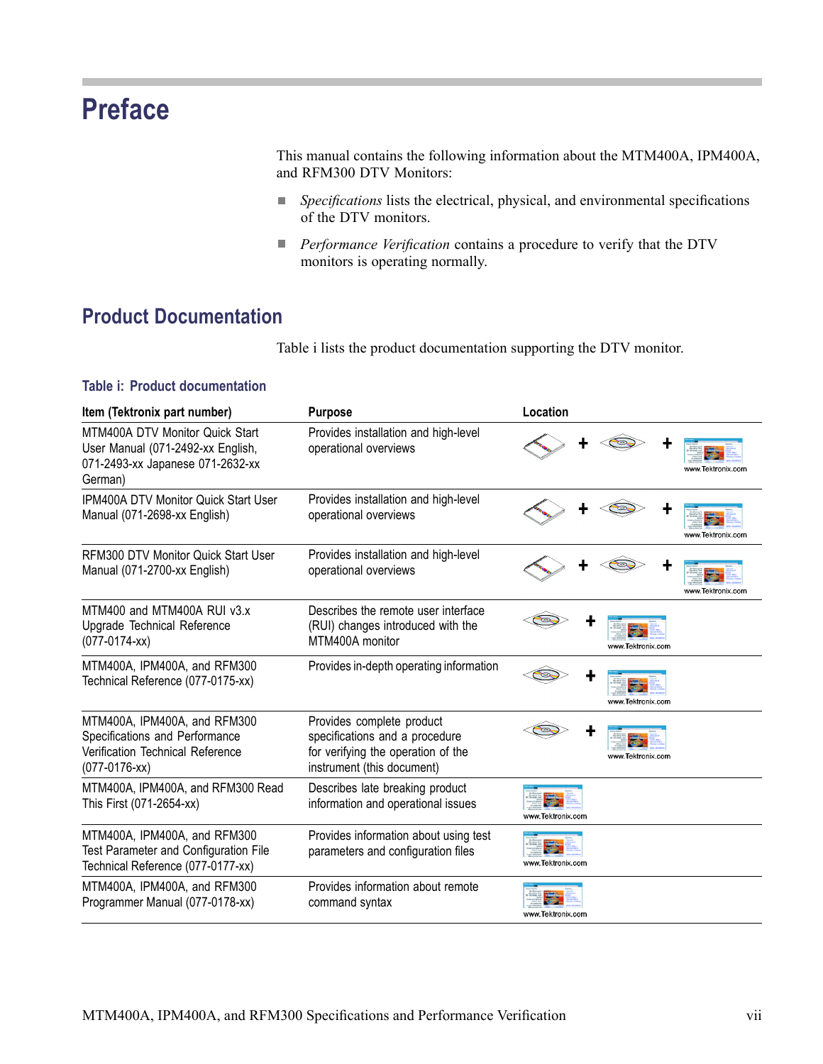# Preface

This manual contains the following information about the MTM400A, IPM400A, and RFM300 DTV Monitors:

- *Specifications* lists the electrical, physical, and environmental specifications of the DTV monitors.
- *Performance Verification* contains a procedure to verify that the DTV monitors is operating normally.

## Product Documentation

Table i lists the product documentation supporting the DTV monitor.

**Table i: Product documentation**

| Item (Tektronix part number) | Purpose | Location |
|---|---|---|
| MTM400A DTV Monitor Quick Start User Manual (071-2492-xx English, 071-2493-xx Japanese 071-2632-xx German) | Provides installation and high-level operational overviews | + + www.Tektronix.com |
| IPM400A DTV Monitor Quick Start User Manual (071-2698-xx English) | Provides installation and high-level operational overviews | + + www.Tektronix.com |
| RFM300 DTV Monitor Quick Start User Manual (071-2700-xx English) | Provides installation and high-level operational overviews | + + www.Tektronix.com |
| MTM400 and MTM400A RUI v3.x Upgrade Technical Reference (077-0174-xx) | Describes the remote user interface (RUI) changes introduced with the MTM400A monitor | + www.Tektronix.com |
| MTM400A, IPM400A, and RFM300 Technical Reference (077-0175-xx) | Provides in-depth operating information | + www.Tektronix.com |
| MTM400A, IPM400A, and RFM300 Specifications and Performance Verification Technical Reference (077-0176-xx) | Provides complete product specifications and a procedure for verifying the operation of the instrument (this document) | + www.Tektronix.com |
| MTM400A, IPM400A, and RFM300 Read This First (071-2654-xx) | Describes late breaking product information and operational issues | www.Tektronix.com |
| MTM400A, IPM400A, and RFM300 Test Parameter and Configuration File Technical Reference (077-0177-xx) | Provides information about using test parameters and configuration files | www.Tektronix.com |
| MTM400A, IPM400A, and RFM300 Programmer Manual (077-0178-xx) | Provides information about remote command syntax | www.Tektronix.com |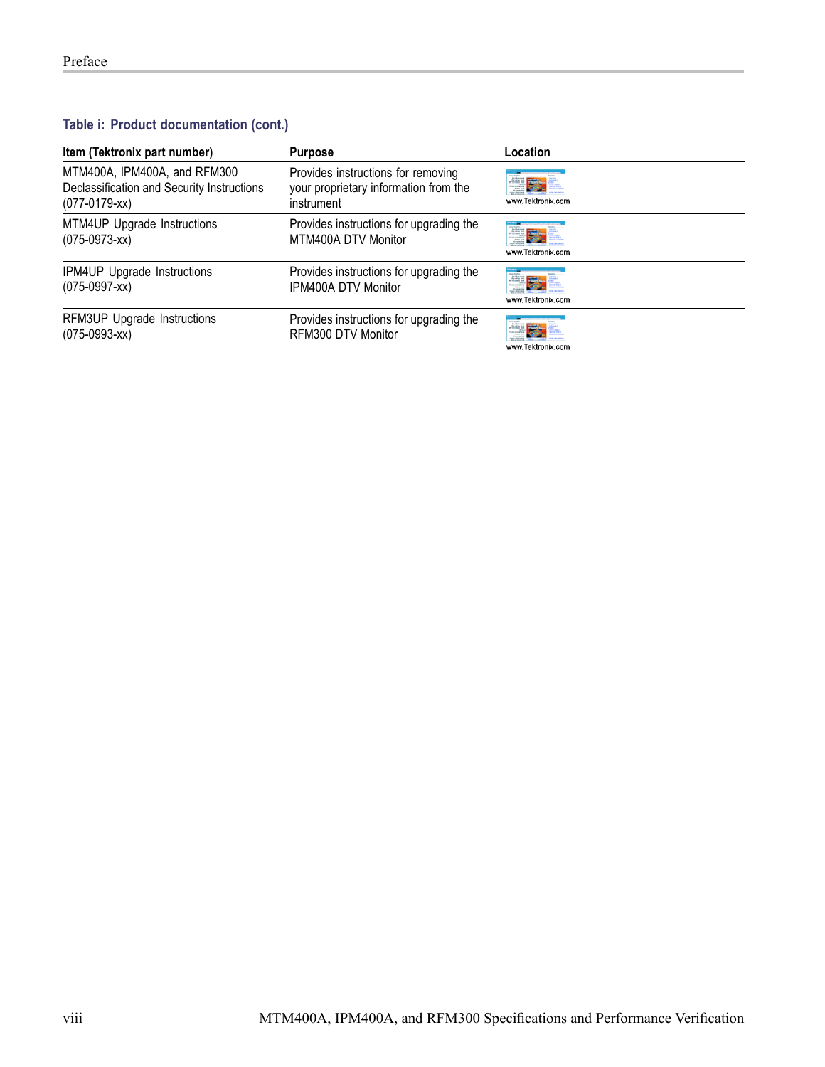**Table i: Product documentation (cont.)**

| Item (Tektronix part number) | Purpose | Location |
|---|---|---|
| MTM400A, IPM400A, and RFM300 Declassification and Security Instructions (077-0179-xx) | Provides instructions for removing your proprietary information from the instrument | www.Tektronix.com |
| MTM4UP Upgrade Instructions (075-0973-xx) | Provides instructions for upgrading the MTM400A DTV Monitor | www.Tektronix.com |
| IPM4UP Upgrade Instructions (075-0997-xx) | Provides instructions for upgrading the IPM400A DTV Monitor | www.Tektronix.com |
| RFM3UP Upgrade Instructions (075-0993-xx) | Provides instructions for upgrading the RFM300 DTV Monitor | www.Tektronix.com |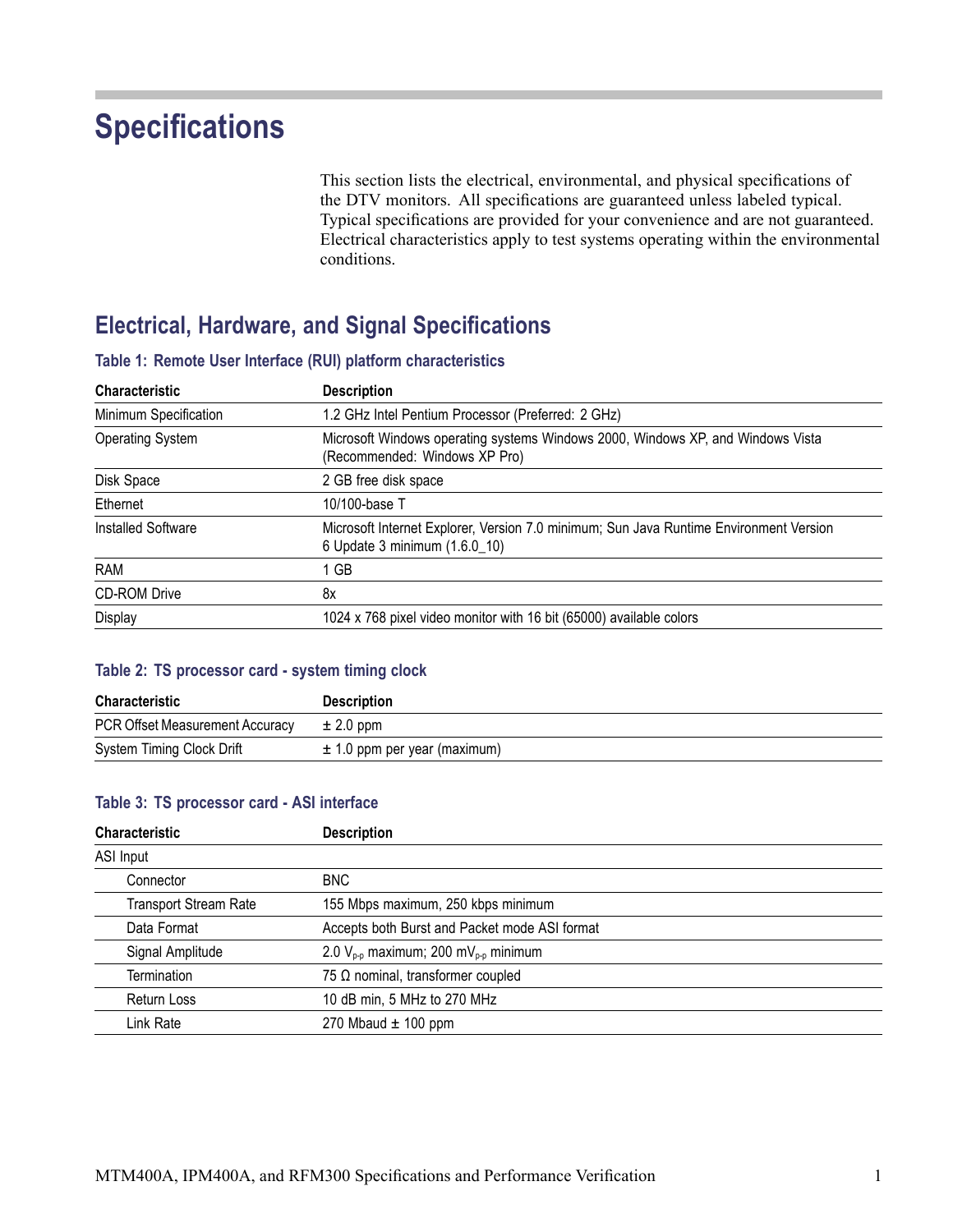# Specifications

This section lists the electrical, environmental, and physical specifications of the DTV monitors. All specifications are guaranteed unless labeled typical. Typical specifications are provided for your convenience and are not guaranteed. Electrical characteristics apply to test systems operating within the environmental conditions.

## Electrical, Hardware, and Signal Specifications

### Table 1: Remote User Interface (RUI) platform characteristics

| Characteristic | Description |
|---|---|
| Minimum Specification | 1.2 GHz Intel Pentium Processor (Preferred: 2 GHz) |
| Operating System | Microsoft Windows operating systems Windows 2000, Windows XP, and Windows Vista (Recommended: Windows XP Pro) |
| Disk Space | 2 GB free disk space |
| Ethernet | 10/100-base T |
| Installed Software | Microsoft Internet Explorer, Version 7.0 minimum; Sun Java Runtime Environment Version 6 Update 3 minimum (1.6.0_10) |
| RAM | 1 GB |
| CD-ROM Drive | 8x |
| Display | 1024 x 768 pixel video monitor with 16 bit (65000) available colors |

### Table 2: TS processor card - system timing clock

| Characteristic | Description |
|---|---|
| PCR Offset Measurement Accuracy | ± 2.0 ppm |
| System Timing Clock Drift | ± 1.0 ppm per year (maximum) |

### Table 3: TS processor card - ASI interface

| Characteristic | Description |
|---|---|
| ASI Input | |
| Connector | BNC |
| Transport Stream Rate | 155 Mbps maximum, 250 kbps minimum |
| Data Format | Accepts both Burst and Packet mode ASI format |
| Signal Amplitude | 2.0 $V_{p-p}$ maximum; 200 $mV_{p-p}$ minimum |
| Termination | 75 Ω nominal, transformer coupled |
| Return Loss | 10 dB min, 5 MHz to 270 MHz |
| Link Rate | 270 Mbaud ± 100 ppm |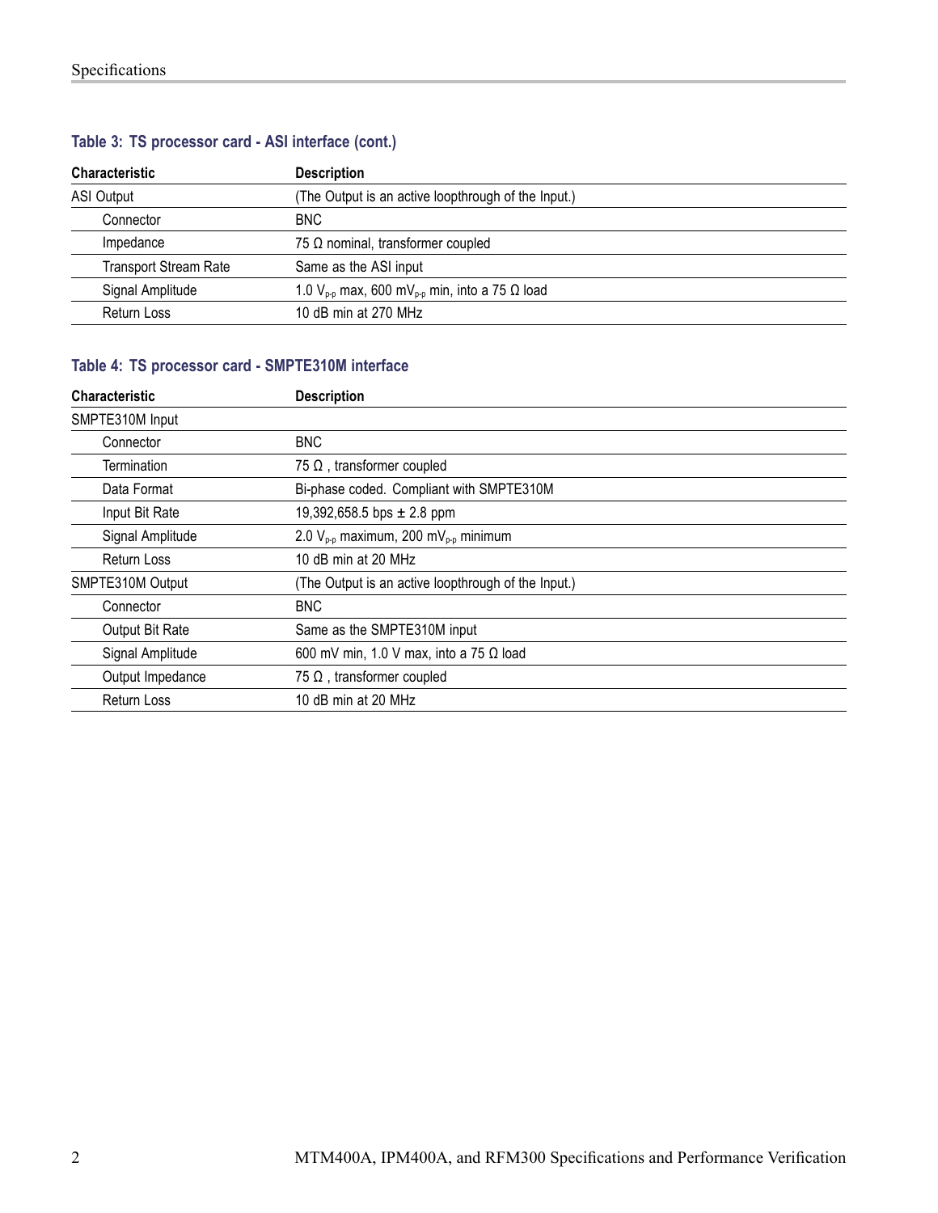**Table 3: TS processor card - ASI interface (cont.)**

| Characteristic | Description |
|---|---|
| ASI Output | (The Output is an active loopthrough of the Input.) |
| Connector | BNC |
| Impedance | 75 Ω nominal, transformer coupled |
| Transport Stream Rate | Same as the ASI input |
| Signal Amplitude | 1.0 $V_{p-p}$ max, 600 $mV_{p-p}$ min, into a 75 Ω load |
| Return Loss | 10 dB min at 270 MHz |

**Table 4: TS processor card - SMPTE310M interface**

| Characteristic | Description |
|---|---|
| SMPTE310M Input | |
| Connector | BNC |
| Termination | 75 Ω , transformer coupled |
| Data Format | Bi-phase coded. Compliant with SMPTE310M |
| Input Bit Rate | 19,392,658.5 bps ± 2.8 ppm |
| Signal Amplitude | 2.0 $V_{p-p}$ maximum, 200 $mV_{p-p}$ minimum |
| Return Loss | 10 dB min at 20 MHz |
| SMPTE310M Output | (The Output is an active loopthrough of the Input.) |
| Connector | BNC |
| Output Bit Rate | Same as the SMPTE310M input |
| Signal Amplitude | 600 mV min, 1.0 V max, into a 75 Ω load |
| Output Impedance | 75 Ω , transformer coupled |
| Return Loss | 10 dB min at 20 MHz |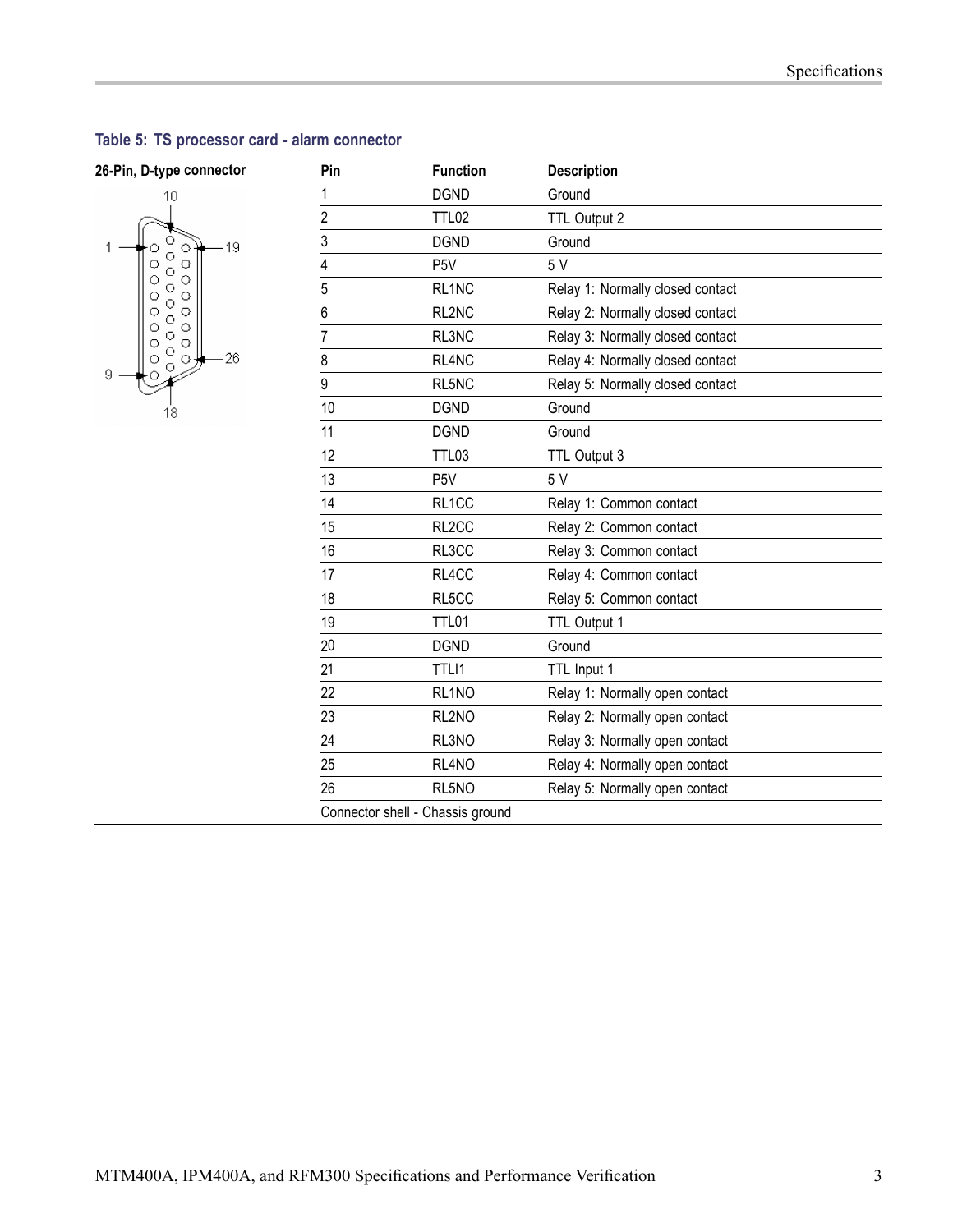**Table 5: TS processor card - alarm connector**

| 26-Pin, D-type connector | Pin | Function | Description |
|---|---|---|---|
| | 1 | DGND | Ground |
| | 2 | TTL02 | TTL Output 2 |
| | 3 | DGND | Ground |
| | 4 | P5V | 5 V |
| | 5 | RL1NC | Relay 1: Normally closed contact |
| | 6 | RL2NC | Relay 2: Normally closed contact |
| | 7 | RL3NC | Relay 3: Normally closed contact |
| | 8 | RL4NC | Relay 4: Normally closed contact |
| | 9 | RL5NC | Relay 5: Normally closed contact |
| | 10 | DGND | Ground |
| | 11 | DGND | Ground |
| | 12 | TTL03 | TTL Output 3 |
| | 13 | P5V | 5 V |
| | 14 | RL1CC | Relay 1: Common contact |
| | 15 | RL2CC | Relay 2: Common contact |
| | 16 | RL3CC | Relay 3: Common contact |
| | 17 | RL4CC | Relay 4: Common contact |
| | 18 | RL5CC | Relay 5: Common contact |
| | 19 | TTL01 | TTL Output 1 |
| | 20 | DGND | Ground |
| | 21 | TTLI1 | TTL Input 1 |
| | 22 | RL1NO | Relay 1: Normally open contact |
| | 23 | RL2NO | Relay 2: Normally open contact |
| | 24 | RL3NO | Relay 3: Normally open contact |
| | 25 | RL4NO | Relay 4: Normally open contact |
| | 26 | RL5NO | Relay 5: Normally open contact |
| | Connector shell - Chassis ground | | |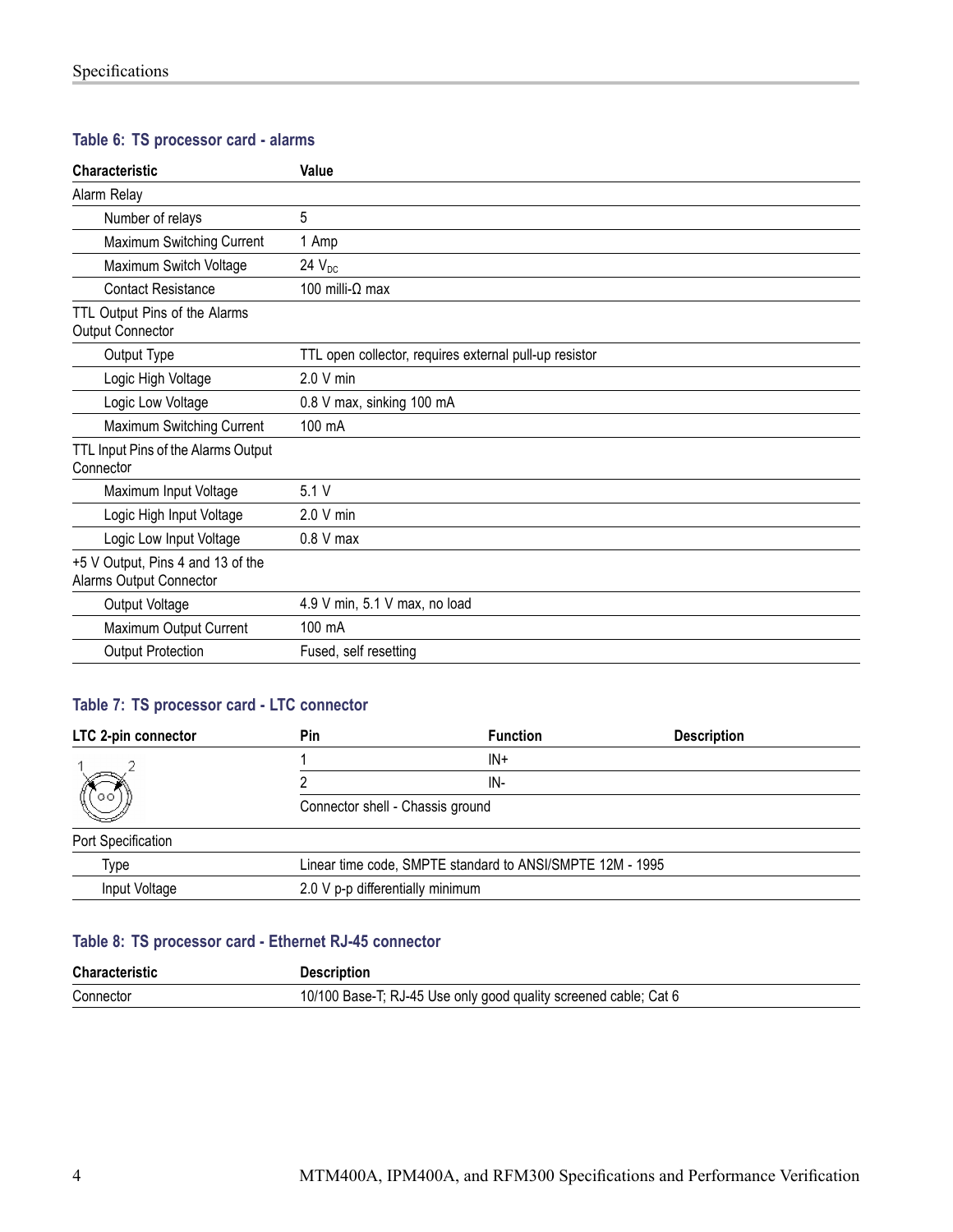**Table 6: TS processor card - alarms**

| Characteristic | Value |
|---|---|
| Alarm Relay | |
| Number of relays | 5 |
| Maximum Switching Current | 1 Amp |
| Maximum Switch Voltage | 24 $V_{DC}$ |
| Contact Resistance | 100 milli-Ω max |
| TTL Output Pins of the Alarms Output Connector | |
| Output Type | TTL open collector, requires external pull-up resistor |
| Logic High Voltage | 2.0 V min |
| Logic Low Voltage | 0.8 V max, sinking 100 mA |
| Maximum Switching Current | 100 mA |
| TTL Input Pins of the Alarms Output Connector | |
| Maximum Input Voltage | 5.1 V |
| Logic High Input Voltage | 2.0 V min |
| Logic Low Input Voltage | 0.8 V max |
| +5 V Output, Pins 4 and 13 of the Alarms Output Connector | |
| Output Voltage | 4.9 V min, 5.1 V max, no load |
| Maximum Output Current | 100 mA |
| Output Protection | Fused, self resetting |

**Table 7: TS processor card - LTC connector**

| LTC 2-pin connector | Pin | Function | Description |
|---|---|---|---|
| | 1 | IN+ | |
| | 2 | IN- | |
| | Connector shell - Chassis ground | | |
| Port Specification | | | |
| Type | Linear time code, SMPTE standard to ANSI/SMPTE 12M - 1995 | | |
| Input Voltage | 2.0 V p-p differentially minimum | | |

**Table 8: TS processor card - Ethernet RJ-45 connector**

| Characteristic | Description |
|---|---|
| Connector | 10/100 Base-T; RJ-45 Use only good quality screened cable; Cat 6 |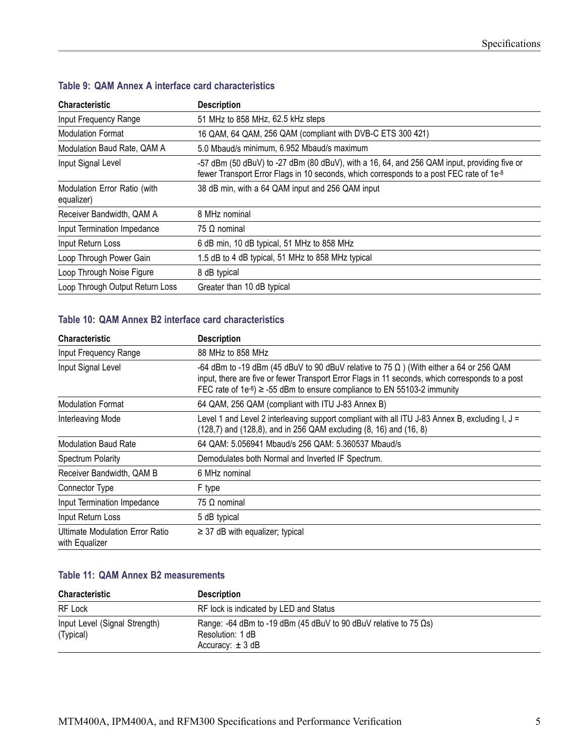**Table 9: QAM Annex A interface card characteristics**

| Characteristic | Description |
|---|---|
| Input Frequency Range | 51 MHz to 858 MHz, 62.5 kHz steps |
| Modulation Format | 16 QAM, 64 QAM, 256 QAM (compliant with DVB-C ETS 300 421) |
| Modulation Baud Rate, QAM A | 5.0 Mbaud/s minimum, 6.952 Mbaud/s maximum |
| Input Signal Level | -57 dBm (50 dBuV) to -27 dBm (80 dBuV), with a 16, 64, and 256 QAM input, providing five or fewer Transport Error Flags in 10 seconds, which corresponds to a post FEC rate of $1e^{-8}$ |
| Modulation Error Ratio (with equalizer) | 38 dB min, with a 64 QAM input and 256 QAM input |
| Receiver Bandwidth, QAM A | 8 MHz nominal |
| Input Termination Impedance | 75 Ω nominal |
| Input Return Loss | 6 dB min, 10 dB typical, 51 MHz to 858 MHz |
| Loop Through Power Gain | 1.5 dB to 4 dB typical, 51 MHz to 858 MHz typical |
| Loop Through Noise Figure | 8 dB typical |
| Loop Through Output Return Loss | Greater than 10 dB typical |

**Table 10: QAM Annex B2 interface card characteristics**

| Characteristic | Description |
|---|---|
| Input Frequency Range | 88 MHz to 858 MHz |
| Input Signal Level | -64 dBm to -19 dBm (45 dBuV to 90 dBuV relative to 75 Ω ) (With either a 64 or 256 QAM input, there are five or fewer Transport Error Flags in 11 seconds, which corresponds to a post FEC rate of $1e^{-8}$) ≥ -55 dBm to ensure compliance to EN 55103-2 immunity |
| Modulation Format | 64 QAM, 256 QAM (compliant with ITU J-83 Annex B) |
| Interleaving Mode | Level 1 and Level 2 interleaving support compliant with all ITU J-83 Annex B, excluding I, J = (128,7) and (128,8), and in 256 QAM excluding (8, 16) and (16, 8) |
| Modulation Baud Rate | 64 QAM: 5.056941 Mbaud/s 256 QAM: 5.360537 Mbaud/s |
| Spectrum Polarity | Demodulates both Normal and Inverted IF Spectrum. |
| Receiver Bandwidth, QAM B | 6 MHz nominal |
| Connector Type | F type |
| Input Termination Impedance | 75 Ω nominal |
| Input Return Loss | 5 dB typical |
| Ultimate Modulation Error Ratio with Equalizer | ≥ 37 dB with equalizer; typical |

**Table 11: QAM Annex B2 measurements**

| Characteristic | Description |
|---|---|
| RF Lock | RF lock is indicated by LED and Status |
| Input Level (Signal Strength) (Typical) | Range: -64 dBm to -19 dBm (45 dBuV to 90 dBuV relative to 75 Ωs)<br>Resolution: 1 dB<br>Accuracy: ± 3 dB |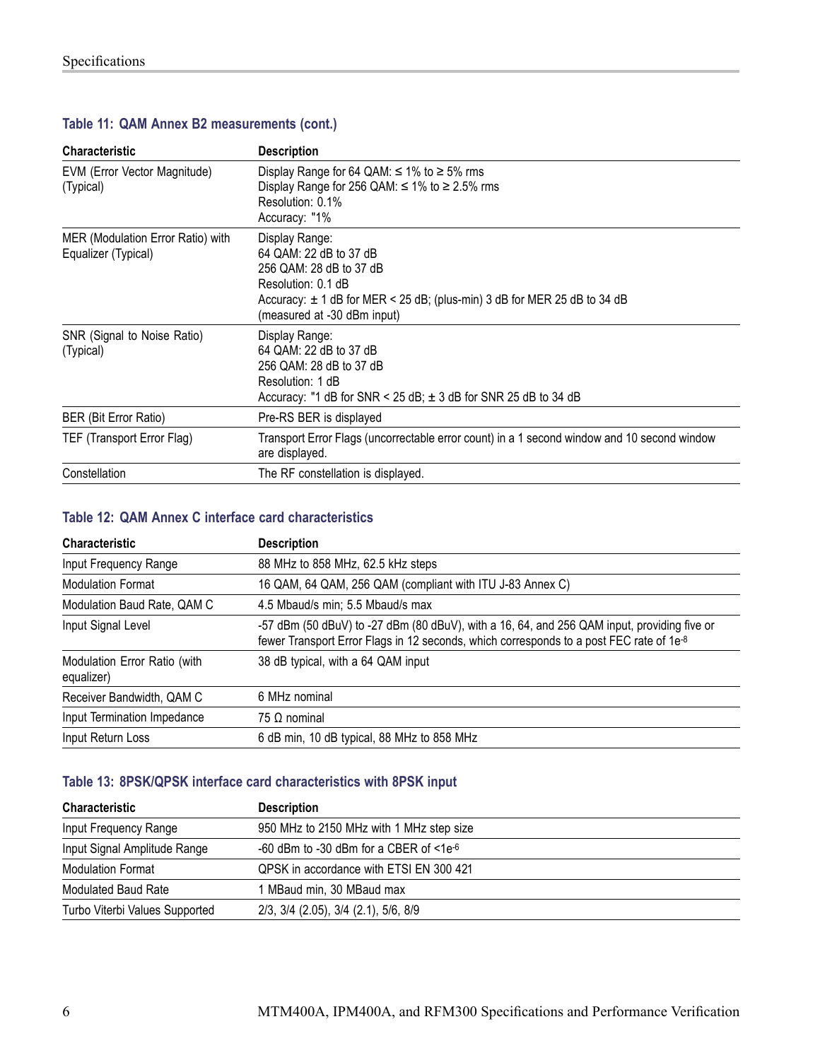**Table 11: QAM Annex B2 measurements (cont.)**

| Characteristic | Description |
|---|---|
| EVM (Error Vector Magnitude) (Typical) | Display Range for 64 QAM: ≤ 1% to ≥ 5% rms<br>Display Range for 256 QAM: ≤ 1% to ≥ 2.5% rms<br>Resolution: 0.1%<br>Accuracy: "1% |
| MER (Modulation Error Ratio) with Equalizer (Typical) | Display Range:<br>64 QAM: 22 dB to 37 dB<br>256 QAM: 28 dB to 37 dB<br>Resolution: 0.1 dB<br>Accuracy: ± 1 dB for MER < 25 dB; (plus-min) 3 dB for MER 25 dB to 34 dB (measured at -30 dBm input) |
| SNR (Signal to Noise Ratio) (Typical) | Display Range:<br>64 QAM: 22 dB to 37 dB<br>256 QAM: 28 dB to 37 dB<br>Resolution: 1 dB<br>Accuracy: "1 dB for SNR < 25 dB; ± 3 dB for SNR 25 dB to 34 dB |
| BER (Bit Error Ratio) | Pre-RS BER is displayed |
| TEF (Transport Error Flag) | Transport Error Flags (uncorrectable error count) in a 1 second window and 10 second window are displayed. |
| Constellation | The RF constellation is displayed. |

**Table 12: QAM Annex C interface card characteristics**

| Characteristic | Description |
|---|---|
| Input Frequency Range | 88 MHz to 858 MHz, 62.5 kHz steps |
| Modulation Format | 16 QAM, 64 QAM, 256 QAM (compliant with ITU J-83 Annex C) |
| Modulation Baud Rate, QAM C | 4.5 Mbaud/s min; 5.5 Mbaud/s max |
| Input Signal Level | -57 dBm (50 dBuV) to -27 dBm (80 dBuV), with a 16, 64, and 256 QAM input, providing five or fewer Transport Error Flags in 12 seconds, which corresponds to a post FEC rate of $1e^{-8}$ |
| Modulation Error Ratio (with equalizer) | 38 dB typical, with a 64 QAM input |
| Receiver Bandwidth, QAM C | 6 MHz nominal |
| Input Termination Impedance | 75 Ω nominal |
| Input Return Loss | 6 dB min, 10 dB typical, 88 MHz to 858 MHz |

**Table 13: 8PSK/QPSK interface card characteristics with 8PSK input**

| Characteristic | Description |
|---|---|
| Input Frequency Range | 950 MHz to 2150 MHz with 1 MHz step size |
| Input Signal Amplitude Range | -60 dBm to -30 dBm for a CBER of $<1e^{-6}$ |
| Modulation Format | QPSK in accordance with ETSI EN 300 421 |
| Modulated Baud Rate | 1 MBaud min, 30 MBaud max |
| Turbo Viterbi Values Supported | 2/3, 3/4 (2.05), 3/4 (2.1), 5/6, 8/9 |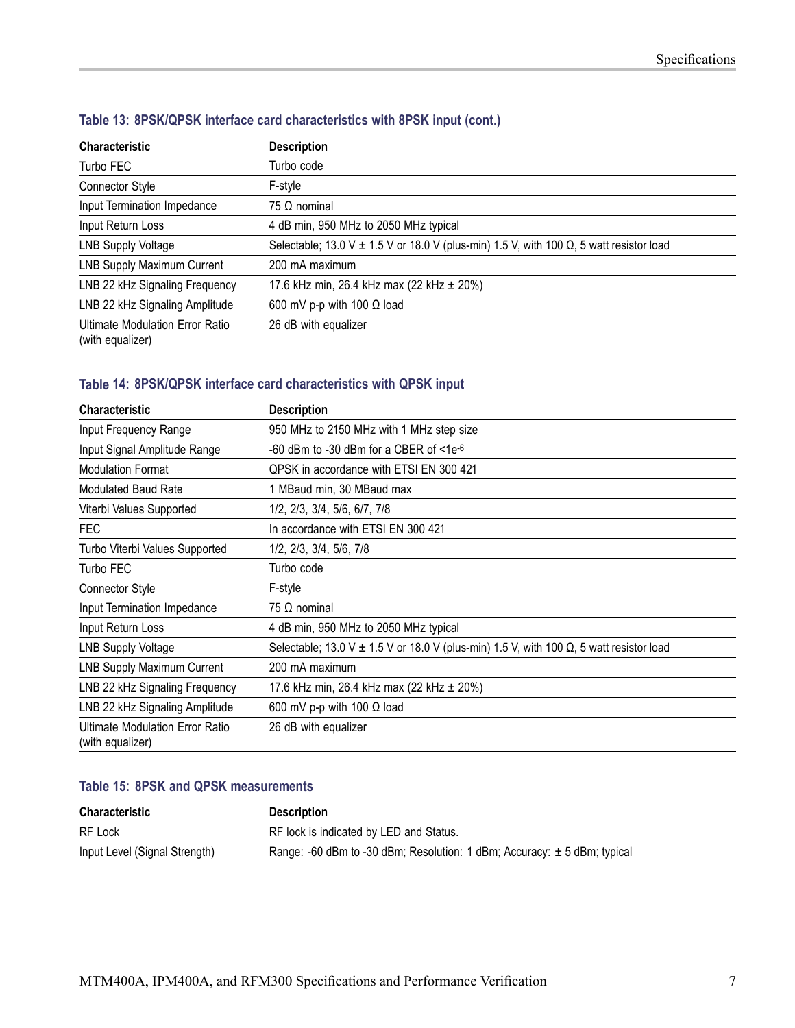**Table 13: 8PSK/QPSK interface card characteristics with 8PSK input (cont.)**

| Characteristic | Description |
|---|---|
| Turbo FEC | Turbo code |
| Connector Style | F-style |
| Input Termination Impedance | 75 Ω nominal |
| Input Return Loss | 4 dB min, 950 MHz to 2050 MHz typical |
| LNB Supply Voltage | Selectable; 13.0 V ± 1.5 V or 18.0 V (plus-min) 1.5 V, with 100 Ω, 5 watt resistor load |
| LNB Supply Maximum Current | 200 mA maximum |
| LNB 22 kHz Signaling Frequency | 17.6 kHz min, 26.4 kHz max (22 kHz ± 20%) |
| LNB 22 kHz Signaling Amplitude | 600 mV p-p with 100 Ω load |
| Ultimate Modulation Error Ratio (with equalizer) | 26 dB with equalizer |

**Table 14: 8PSK/QPSK interface card characteristics with QPSK input**

| Characteristic | Description |
|---|---|
| Input Frequency Range | 950 MHz to 2150 MHz with 1 MHz step size |
| Input Signal Amplitude Range | -60 dBm to -30 dBm for a CBER of <1e$^{-6}$ |
| Modulation Format | QPSK in accordance with ETSI EN 300 421 |
| Modulated Baud Rate | 1 MBaud min, 30 MBaud max |
| Viterbi Values Supported | 1/2, 2/3, 3/4, 5/6, 6/7, 7/8 |
| FEC | In accordance with ETSI EN 300 421 |
| Turbo Viterbi Values Supported | 1/2, 2/3, 3/4, 5/6, 7/8 |
| Turbo FEC | Turbo code |
| Connector Style | F-style |
| Input Termination Impedance | 75 Ω nominal |
| Input Return Loss | 4 dB min, 950 MHz to 2050 MHz typical |
| LNB Supply Voltage | Selectable; 13.0 V ± 1.5 V or 18.0 V (plus-min) 1.5 V, with 100 Ω, 5 watt resistor load |
| LNB Supply Maximum Current | 200 mA maximum |
| LNB 22 kHz Signaling Frequency | 17.6 kHz min, 26.4 kHz max (22 kHz ± 20%) |
| LNB 22 kHz Signaling Amplitude | 600 mV p-p with 100 Ω load |
| Ultimate Modulation Error Ratio (with equalizer) | 26 dB with equalizer |

**Table 15: 8PSK and QPSK measurements**

| Characteristic | Description |
|---|---|
| RF Lock | RF lock is indicated by LED and Status. |
| Input Level (Signal Strength) | Range: -60 dBm to -30 dBm; Resolution: 1 dBm; Accuracy: ± 5 dBm; typical |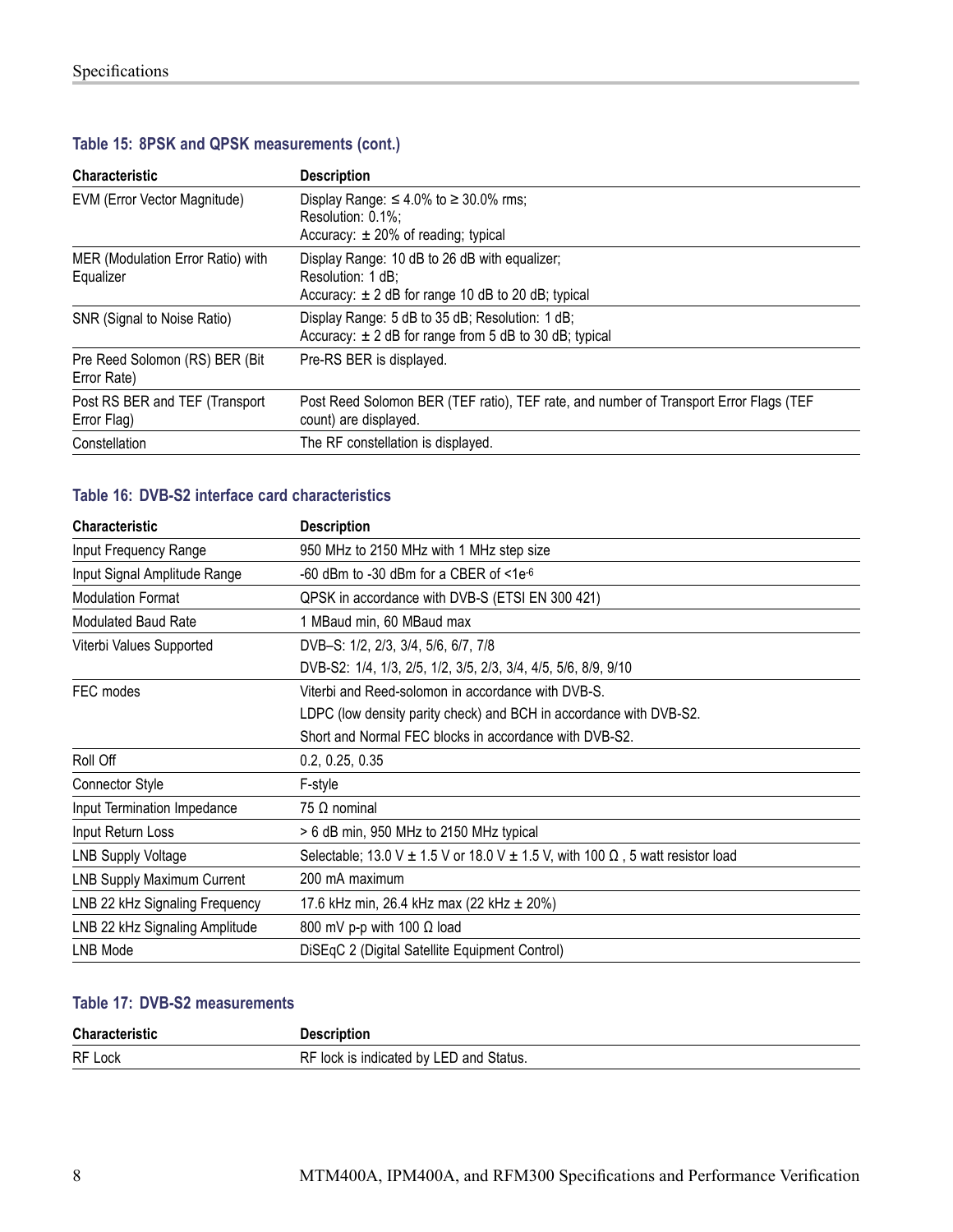**Table 15: 8PSK and QPSK measurements (cont.)**

| Characteristic | Description |
|---|---|
| EVM (Error Vector Magnitude) | Display Range: ≤ 4.0% to ≥ 30.0% rms;<br>Resolution: 0.1%;<br>Accuracy: ± 20% of reading; typical |
| MER (Modulation Error Ratio) with Equalizer | Display Range: 10 dB to 26 dB with equalizer;<br>Resolution: 1 dB;<br>Accuracy: ± 2 dB for range 10 dB to 20 dB; typical |
| SNR (Signal to Noise Ratio) | Display Range: 5 dB to 35 dB; Resolution: 1 dB;<br>Accuracy: ± 2 dB for range from 5 dB to 30 dB; typical |
| Pre Reed Solomon (RS) BER (Bit Error Rate) | Pre-RS BER is displayed. |
| Post RS BER and TEF (Transport Error Flag) | Post Reed Solomon BER (TEF ratio), TEF rate, and number of Transport Error Flags (TEF count) are displayed. |
| Constellation | The RF constellation is displayed. |

**Table 16: DVB-S2 interface card characteristics**

| Characteristic | Description |
|---|---|
| Input Frequency Range | 950 MHz to 2150 MHz with 1 MHz step size |
| Input Signal Amplitude Range | -60 dBm to -30 dBm for a CBER of <1e$^{-6}$ |
| Modulation Format | QPSK in accordance with DVB-S (ETSI EN 300 421) |
| Modulated Baud Rate | 1 MBaud min, 60 MBaud max |
| Viterbi Values Supported | DVB–S: 1/2, 2/3, 3/4, 5/6, 6/7, 7/8<br>DVB-S2: 1/4, 1/3, 2/5, 1/2, 3/5, 2/3, 3/4, 4/5, 5/6, 8/9, 9/10 |
| FEC modes | Viterbi and Reed-solomon in accordance with DVB-S.<br>LDPC (low density parity check) and BCH in accordance with DVB-S2.<br>Short and Normal FEC blocks in accordance with DVB-S2. |
| Roll Off | 0.2, 0.25, 0.35 |
| Connector Style | F-style |
| Input Termination Impedance | 75 Ω nominal |
| Input Return Loss | > 6 dB min, 950 MHz to 2150 MHz typical |
| LNB Supply Voltage | Selectable; 13.0 V ± 1.5 V or 18.0 V ± 1.5 V, with 100 Ω , 5 watt resistor load |
| LNB Supply Maximum Current | 200 mA maximum |
| LNB 22 kHz Signaling Frequency | 17.6 kHz min, 26.4 kHz max (22 kHz ± 20%) |
| LNB 22 kHz Signaling Amplitude | 800 mV p-p with 100 Ω load |
| LNB Mode | DiSEqC 2 (Digital Satellite Equipment Control) |

**Table 17: DVB-S2 measurements**

| Characteristic | Description |
|---|---|
| RF Lock | RF lock is indicated by LED and Status. |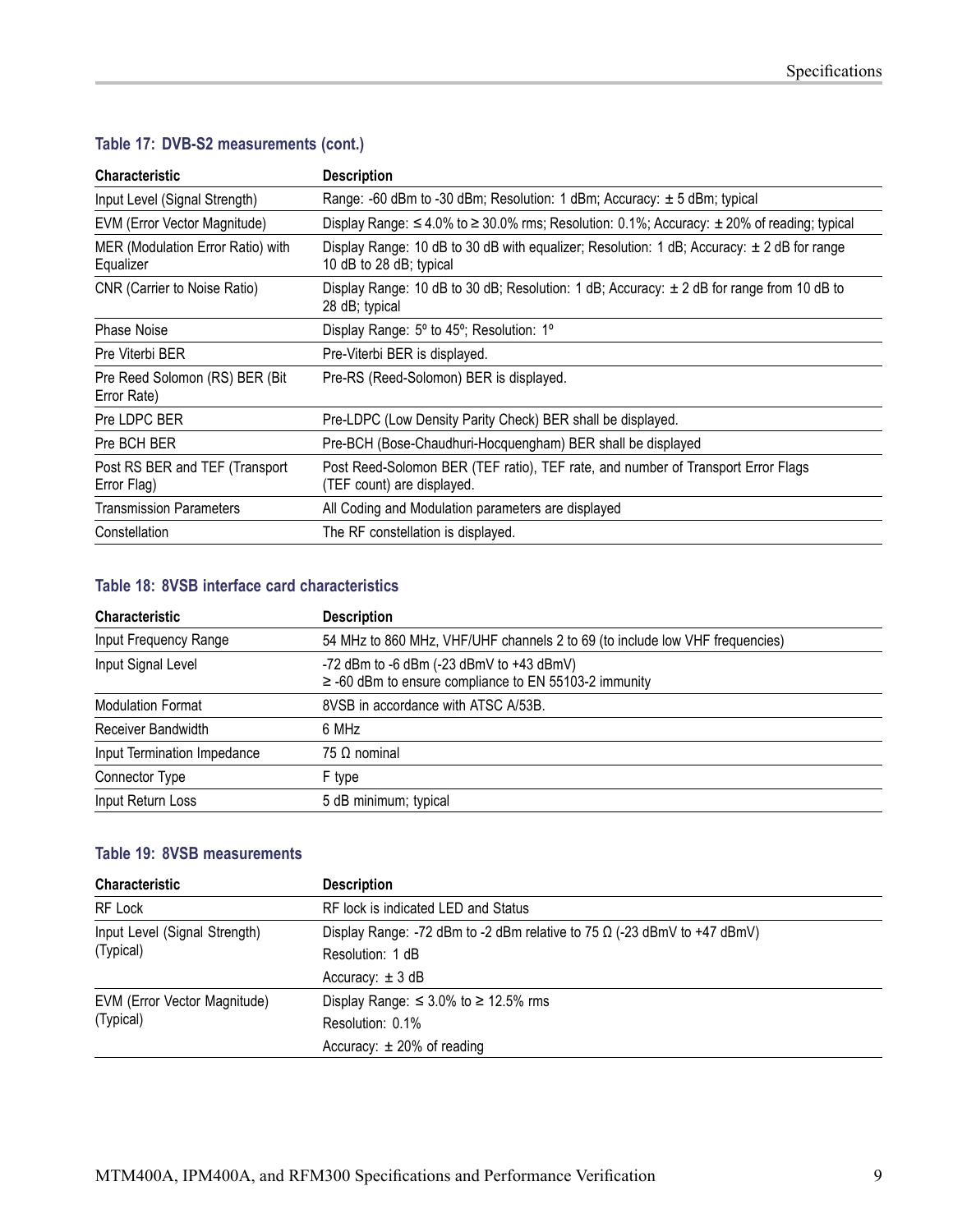**Table 17: DVB-S2 measurements (cont.)**

| Characteristic | Description |
|---|---|
| Input Level (Signal Strength) | Range: -60 dBm to -30 dBm; Resolution: 1 dBm; Accuracy: ± 5 dBm; typical |
| EVM (Error Vector Magnitude) | Display Range: ≤ 4.0% to ≥ 30.0% rms; Resolution: 0.1%; Accuracy: ± 20% of reading; typical |
| MER (Modulation Error Ratio) with Equalizer | Display Range: 10 dB to 30 dB with equalizer; Resolution: 1 dB; Accuracy: ± 2 dB for range 10 dB to 28 dB; typical |
| CNR (Carrier to Noise Ratio) | Display Range: 10 dB to 30 dB; Resolution: 1 dB; Accuracy: ± 2 dB for range from 10 dB to 28 dB; typical |
| Phase Noise | Display Range: 5º to 45º; Resolution: 1º |
| Pre Viterbi BER | Pre-Viterbi BER is displayed. |
| Pre Reed Solomon (RS) BER (Bit Error Rate) | Pre-RS (Reed-Solomon) BER is displayed. |
| Pre LDPC BER | Pre-LDPC (Low Density Parity Check) BER shall be displayed. |
| Pre BCH BER | Pre-BCH (Bose-Chaudhuri-Hocquengham) BER shall be displayed |
| Post RS BER and TEF (Transport Error Flag) | Post Reed-Solomon BER (TEF ratio), TEF rate, and number of Transport Error Flags (TEF count) are displayed. |
| Transmission Parameters | All Coding and Modulation parameters are displayed |
| Constellation | The RF constellation is displayed. |

**Table 18: 8VSB interface card characteristics**

| Characteristic | Description |
|---|---|
| Input Frequency Range | 54 MHz to 860 MHz, VHF/UHF channels 2 to 69 (to include low VHF frequencies) |
| Input Signal Level | -72 dBm to -6 dBm (-23 dBmV to +43 dBmV)<br>≥ -60 dBm to ensure compliance to EN 55103-2 immunity |
| Modulation Format | 8VSB in accordance with ATSC A/53B. |
| Receiver Bandwidth | 6 MHz |
| Input Termination Impedance | 75 Ω nominal |
| Connector Type | F type |
| Input Return Loss | 5 dB minimum; typical |

**Table 19: 8VSB measurements**

| Characteristic | Description |
|---|---|
| RF Lock | RF lock is indicated LED and Status |
| Input Level (Signal Strength) (Typical) | Display Range: -72 dBm to -2 dBm relative to 75 Ω (-23 dBmV to +47 dBmV)<br>Resolution: 1 dB<br>Accuracy: ± 3 dB |
| EVM (Error Vector Magnitude) (Typical) | Display Range: ≤ 3.0% to ≥ 12.5% rms<br>Resolution: 0.1%<br>Accuracy: ± 20% of reading |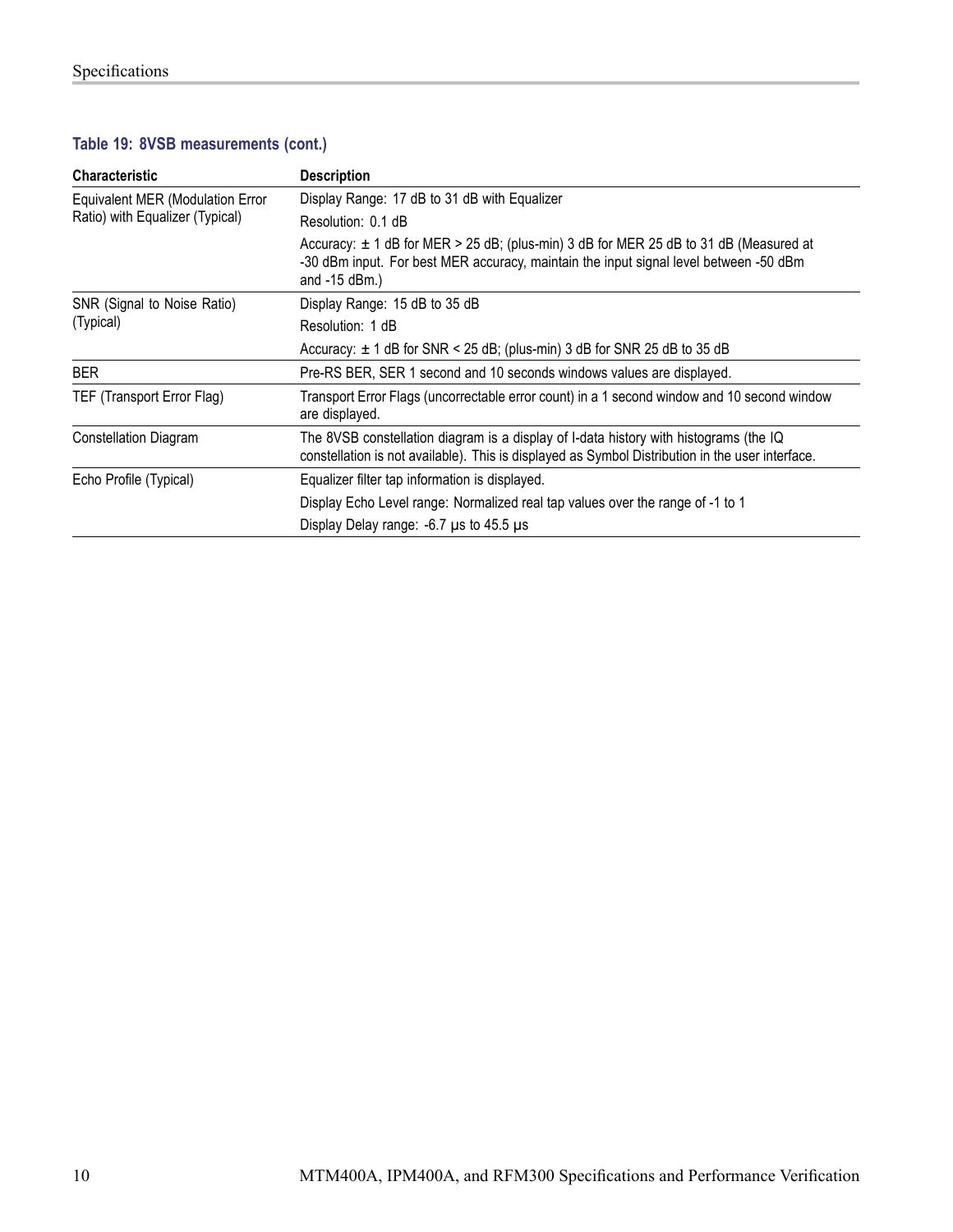### Table 19: 8VSB measurements (cont.)

| Characteristic | Description |
| --- | --- |
| Equivalent MER (Modulation Error Ratio) with Equalizer (Typical) | Display Range: 17 dB to 31 dB with Equalizer |
| | Resolution: 0.1 dB |
| | Accuracy: ± 1 dB for MER > 25 dB; (plus-min) 3 dB for MER 25 dB to 31 dB (Measured at -30 dBm input. For best MER accuracy, maintain the input signal level between -50 dBm and -15 dBm.) |
| SNR (Signal to Noise Ratio) (Typical) | Display Range: 15 dB to 35 dB |
| | Resolution: 1 dB |
| | Accuracy: ± 1 dB for SNR < 25 dB; (plus-min) 3 dB for SNR 25 dB to 35 dB |
| BER | Pre-RS BER, SER 1 second and 10 seconds windows values are displayed. |
| TEF (Transport Error Flag) | Transport Error Flags (uncorrectable error count) in a 1 second window and 10 second window are displayed. |
| Constellation Diagram | The 8VSB constellation diagram is a display of I-data history with histograms (the IQ constellation is not available). This is displayed as Symbol Distribution in the user interface. |
| Echo Profile (Typical) | Equalizer filter tap information is displayed. |
| | Display Echo Level range: Normalized real tap values over the range of -1 to 1 |
| | Display Delay range: -6.7 µs to 45.5 µs |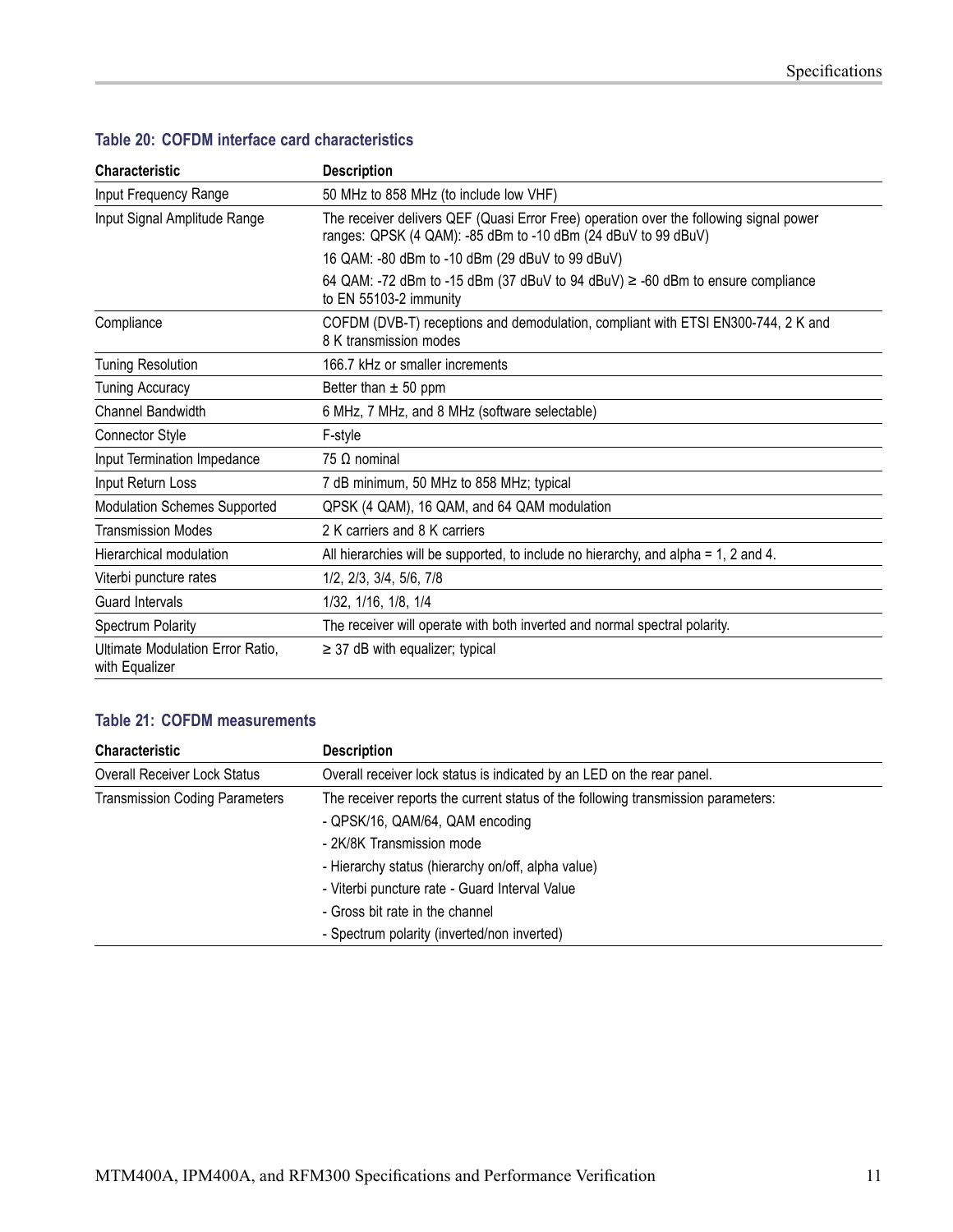**Table 20: COFDM interface card characteristics**

| Characteristic | Description |
|---|---|
| Input Frequency Range | 50 MHz to 858 MHz (to include low VHF) |
| Input Signal Amplitude Range | The receiver delivers QEF (Quasi Error Free) operation over the following signal power ranges: QPSK (4 QAM): -85 dBm to -10 dBm (24 dBuV to 99 dBuV)<br>16 QAM: -80 dBm to -10 dBm (29 dBuV to 99 dBuV)<br>64 QAM: -72 dBm to -15 dBm (37 dBuV to 94 dBuV) ≥ -60 dBm to ensure compliance to EN 55103-2 immunity |
| Compliance | COFDM (DVB-T) receptions and demodulation, compliant with ETSI EN300-744, 2 K and 8 K transmission modes |
| Tuning Resolution | 166.7 kHz or smaller increments |
| Tuning Accuracy | Better than ± 50 ppm |
| Channel Bandwidth | 6 MHz, 7 MHz, and 8 MHz (software selectable) |
| Connector Style | F-style |
| Input Termination Impedance | 75 Ω nominal |
| Input Return Loss | 7 dB minimum, 50 MHz to 858 MHz; typical |
| Modulation Schemes Supported | QPSK (4 QAM), 16 QAM, and 64 QAM modulation |
| Transmission Modes | 2 K carriers and 8 K carriers |
| Hierarchical modulation | All hierarchies will be supported, to include no hierarchy, and alpha = 1, 2 and 4. |
| Viterbi puncture rates | 1/2, 2/3, 3/4, 5/6, 7/8 |
| Guard Intervals | 1/32, 1/16, 1/8, 1/4 |
| Spectrum Polarity | The receiver will operate with both inverted and normal spectral polarity. |
| Ultimate Modulation Error Ratio, with Equalizer | ≥ 37 dB with equalizer; typical |

**Table 21: COFDM measurements**

| Characteristic | Description |
|---|---|
| Overall Receiver Lock Status | Overall receiver lock status is indicated by an LED on the rear panel. |
| Transmission Coding Parameters | The receiver reports the current status of the following transmission parameters:<br>- QPSK/16, QAM/64, QAM encoding<br>- 2K/8K Transmission mode<br>- Hierarchy status (hierarchy on/off, alpha value)<br>- Viterbi puncture rate - Guard Interval Value<br>- Gross bit rate in the channel<br>- Spectrum polarity (inverted/non inverted) |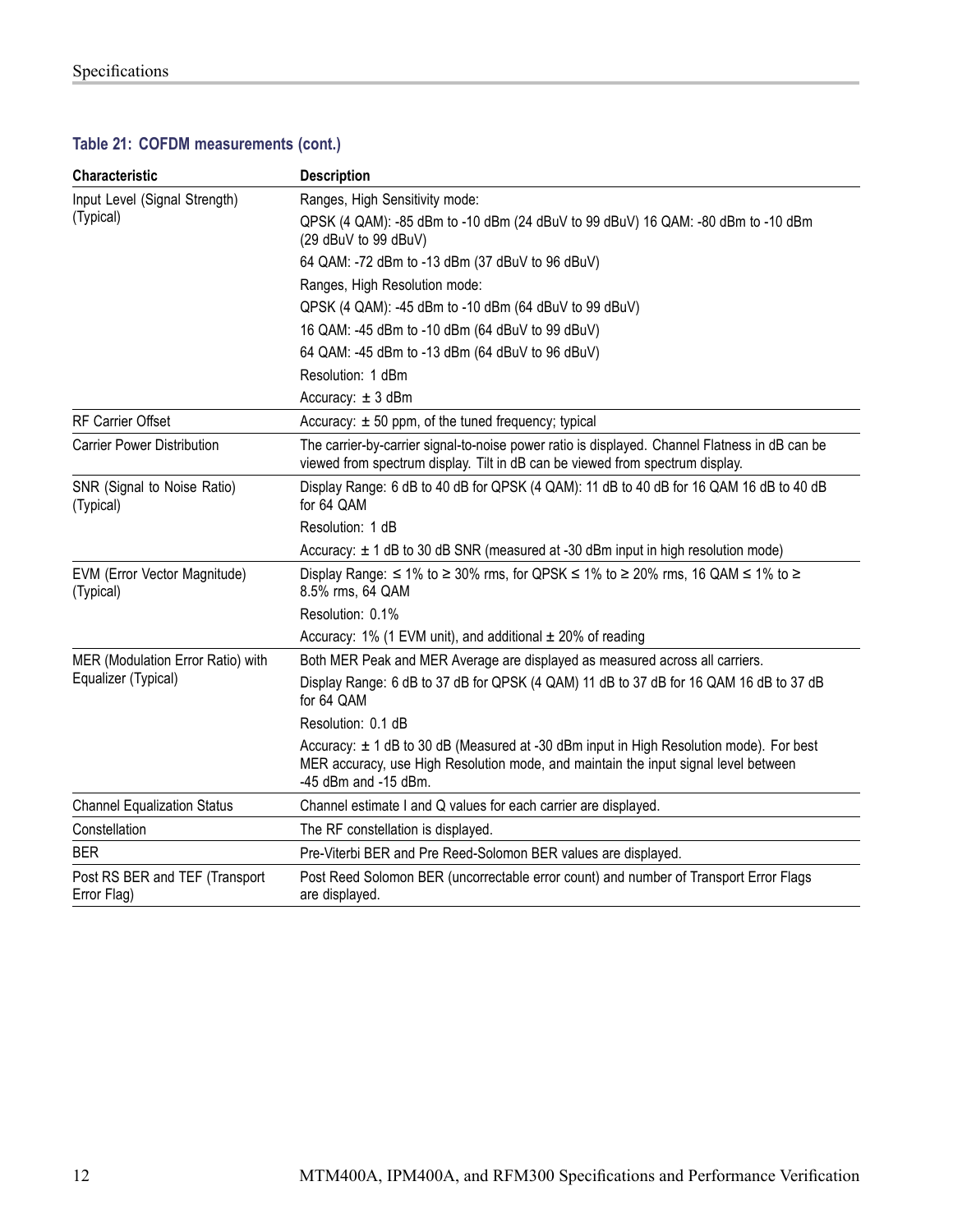**Table 21: COFDM measurements (cont.)**

| Characteristic | Description |
|---|---|
| Input Level (Signal Strength) (Typical) | Ranges, High Sensitivity mode: |
| | QPSK (4 QAM): -85 dBm to -10 dBm (24 dBuV to 99 dBuV) 16 QAM: -80 dBm to -10 dBm (29 dBuV to 99 dBuV) |
| | 64 QAM: -72 dBm to -13 dBm (37 dBuV to 96 dBuV) |
| | Ranges, High Resolution mode: |
| | QPSK (4 QAM): -45 dBm to -10 dBm (64 dBuV to 99 dBuV) |
| | 16 QAM: -45 dBm to -10 dBm (64 dBuV to 99 dBuV) |
| | 64 QAM: -45 dBm to -13 dBm (64 dBuV to 96 dBuV) |
| | Resolution: 1 dBm |
| | Accuracy: ± 3 dBm |
| RF Carrier Offset | Accuracy: ± 50 ppm, of the tuned frequency; typical |
| Carrier Power Distribution | The carrier-by-carrier signal-to-noise power ratio is displayed. Channel Flatness in dB can be viewed from spectrum display. Tilt in dB can be viewed from spectrum display. |
| SNR (Signal to Noise Ratio) (Typical) | Display Range: 6 dB to 40 dB for QPSK (4 QAM): 11 dB to 40 dB for 16 QAM 16 dB to 40 dB for 64 QAM |
| | Resolution: 1 dB |
| | Accuracy: ± 1 dB to 30 dB SNR (measured at -30 dBm input in high resolution mode) |
| EVM (Error Vector Magnitude) (Typical) | Display Range: ≤ 1% to ≥ 30% rms, for QPSK ≤ 1% to ≥ 20% rms, 16 QAM ≤ 1% to ≥ 8.5% rms, 64 QAM |
| | Resolution: 0.1% |
| | Accuracy: 1% (1 EVM unit), and additional ± 20% of reading |
| MER (Modulation Error Ratio) with Equalizer (Typical) | Both MER Peak and MER Average are displayed as measured across all carriers. |
| | Display Range: 6 dB to 37 dB for QPSK (4 QAM) 11 dB to 37 dB for 16 QAM 16 dB to 37 dB for 64 QAM |
| | Resolution: 0.1 dB |
| | Accuracy: ± 1 dB to 30 dB (Measured at -30 dBm input in High Resolution mode). For best MER accuracy, use High Resolution mode, and maintain the input signal level between -45 dBm and -15 dBm. |
| Channel Equalization Status | Channel estimate I and Q values for each carrier are displayed. |
| Constellation | The RF constellation is displayed. |
| BER | Pre-Viterbi BER and Pre Reed-Solomon BER values are displayed. |
| Post RS BER and TEF (Transport Error Flag) | Post Reed Solomon BER (uncorrectable error count) and number of Transport Error Flags are displayed. |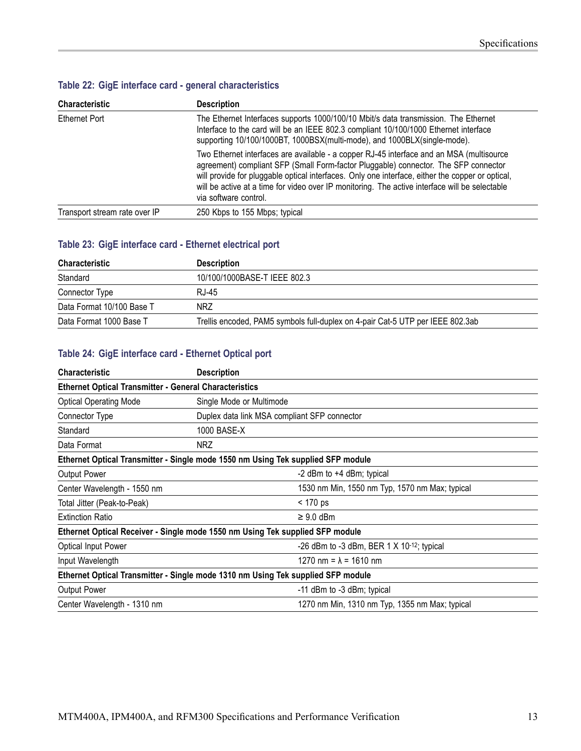**Table 22: GigE interface card - general characteristics**

| Characteristic | Description |
|---|---|
| Ethernet Port | The Ethernet Interfaces supports 1000/100/10 Mbit/s data transmission. The Ethernet Interface to the card will be an IEEE 802.3 compliant 10/100/1000 Ethernet interface supporting 10/100/1000BT, 1000BSX(multi-mode), and 1000BLX(single-mode).<br><br>Two Ethernet interfaces are available - a copper RJ-45 interface and an MSA (multisource agreement) compliant SFP (Small Form-factor Pluggable) connector. The SFP connector will provide for pluggable optical interfaces. Only one interface, either the copper or optical, will be active at a time for video over IP monitoring. The active interface will be selectable via software control. |
| Transport stream rate over IP | 250 Kbps to 155 Mbps; typical |

**Table 23: GigE interface card - Ethernet electrical port**

| Characteristic | Description |
|---|---|
| Standard | 10/100/1000BASE-T IEEE 802.3 |
| Connector Type | RJ-45 |
| Data Format 10/100 Base T | NRZ |
| Data Format 1000 Base T | Trellis encoded, PAM5 symbols full-duplex on 4-pair Cat-5 UTP per IEEE 802.3ab |

**Table 24: GigE interface card - Ethernet Optical port**

| Characteristic | Description |
|---|---|
| **Ethernet Optical Transmitter - General Characteristics** | |
| Optical Operating Mode | Single Mode or Multimode |
| Connector Type | Duplex data link MSA compliant SFP connector |
| Standard | 1000 BASE-X |
| Data Format | NRZ |
| **Ethernet Optical Transmitter - Single mode 1550 nm Using Tek supplied SFP module** | |
| Output Power | -2 dBm to +4 dBm; typical |
| Center Wavelength - 1550 nm | 1530 nm Min, 1550 nm Typ, 1570 nm Max; typical |
| Total Jitter (Peak-to-Peak) | < 170 ps |
| Extinction Ratio | ≥ 9.0 dBm |
| **Ethernet Optical Receiver - Single mode 1550 nm Using Tek supplied SFP module** | |
| Optical Input Power | -26 dBm to -3 dBm, BER 1 X $10^{-12}$; typical |
| Input Wavelength | 1270 nm = λ = 1610 nm |
| **Ethernet Optical Transmitter - Single mode 1310 nm Using Tek supplied SFP module** | |
| Output Power | -11 dBm to -3 dBm; typical |
| Center Wavelength - 1310 nm | 1270 nm Min, 1310 nm Typ, 1355 nm Max; typical |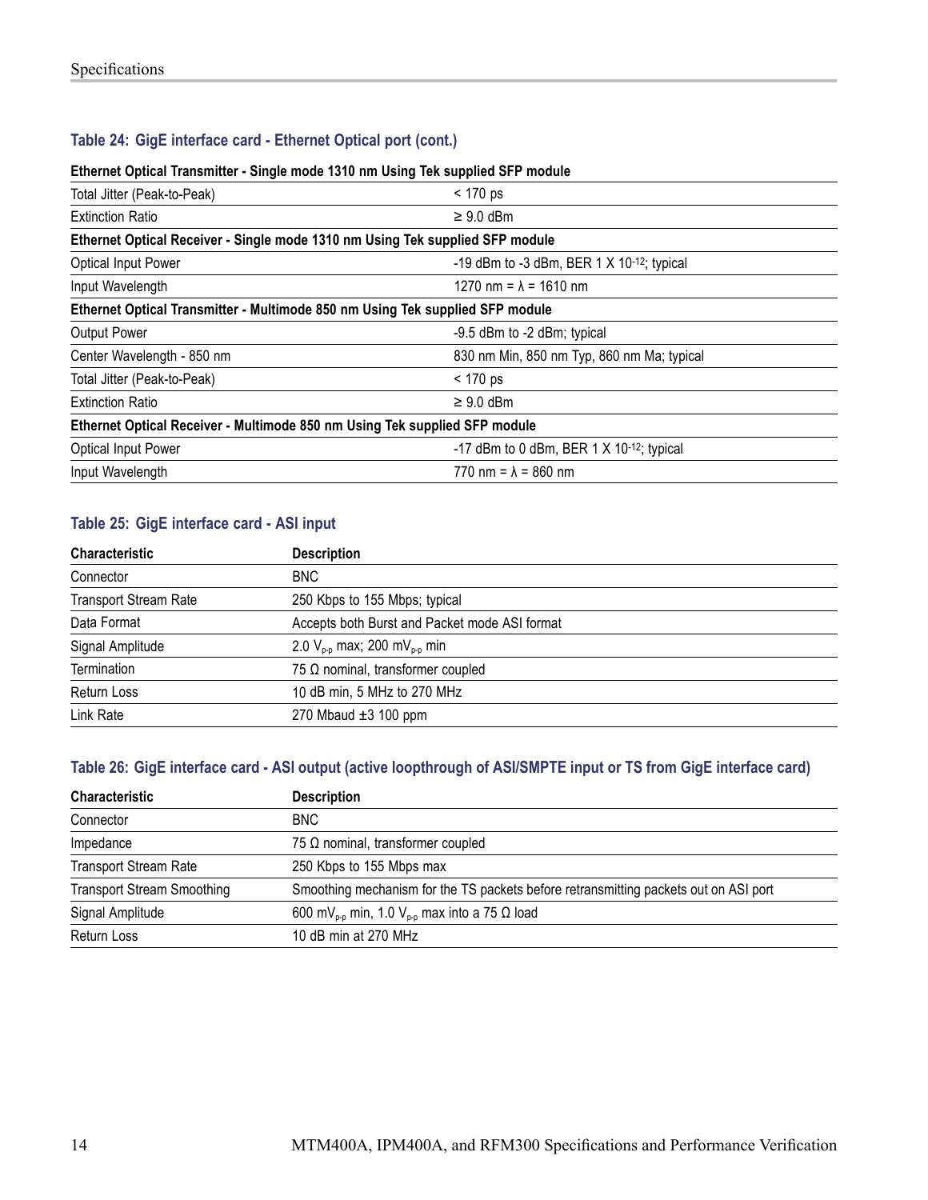**Table 24: GigE interface card - Ethernet Optical port (cont.)**

| **Ethernet Optical Transmitter - Single mode 1310 nm Using Tek supplied SFP module** | |
|---|---|
| Total Jitter (Peak-to-Peak) | < 170 ps |
| Extinction Ratio | ≥ 9.0 dBm |
| **Ethernet Optical Receiver - Single mode 1310 nm Using Tek supplied SFP module** | |
| Optical Input Power | -19 dBm to -3 dBm, BER 1 X $10^{-12}$; typical |
| Input Wavelength | 1270 nm = λ = 1610 nm |
| **Ethernet Optical Transmitter - Multimode 850 nm Using Tek supplied SFP module** | |
| Output Power | -9.5 dBm to -2 dBm; typical |
| Center Wavelength - 850 nm | 830 nm Min, 850 nm Typ, 860 nm Ma; typical |
| Total Jitter (Peak-to-Peak) | < 170 ps |
| Extinction Ratio | ≥ 9.0 dBm |
| **Ethernet Optical Receiver - Multimode 850 nm Using Tek supplied SFP module** | |
| Optical Input Power | -17 dBm to 0 dBm, BER 1 X $10^{-12}$; typical |
| Input Wavelength | 770 nm = λ = 860 nm |

**Table 25: GigE interface card - ASI input**

| Characteristic | Description |
|---|---|
| Connector | BNC |
| Transport Stream Rate | 250 Kbps to 155 Mbps; typical |
| Data Format | Accepts both Burst and Packet mode ASI format |
| Signal Amplitude | 2.0 $V_{p-p}$ max; 200 $mV_{p-p}$ min |
| Termination | 75 Ω nominal, transformer coupled |
| Return Loss | 10 dB min, 5 MHz to 270 MHz |
| Link Rate | 270 Mbaud ±3 100 ppm |

**Table 26: GigE interface card - ASI output (active loopthrough of ASI/SMPTE input or TS from GigE interface card)**

| Characteristic | Description |
|---|---|
| Connector | BNC |
| Impedance | 75 Ω nominal, transformer coupled |
| Transport Stream Rate | 250 Kbps to 155 Mbps max |
| Transport Stream Smoothing | Smoothing mechanism for the TS packets before retransmitting packets out on ASI port |
| Signal Amplitude | 600 $mV_{p-p}$ min, 1.0 $V_{p-p}$ max into a 75 Ω load |
| Return Loss | 10 dB min at 270 MHz |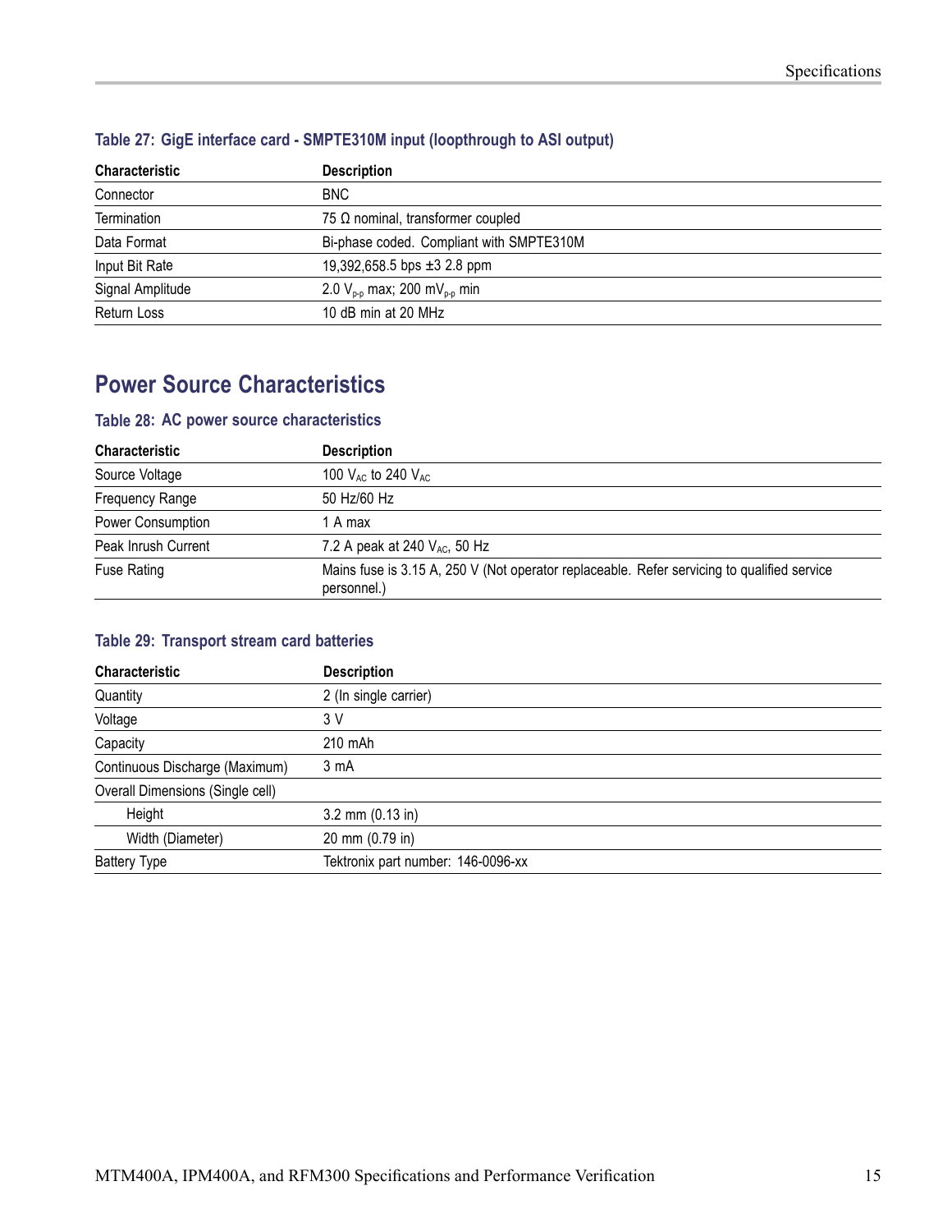**Table 27: GigE interface card - SMPTE310M input (loopthrough to ASI output)**

| Characteristic | Description |
|---|---|
| Connector | BNC |
| Termination | 75 Ω nominal, transformer coupled |
| Data Format | Bi-phase coded. Compliant with SMPTE310M |
| Input Bit Rate | 19,392,658.5 bps ±3 2.8 ppm |
| Signal Amplitude | 2.0 $V_{p-p}$ max; 200 $mV_{p-p}$ min |
| Return Loss | 10 dB min at 20 MHz |

## Power Source Characteristics

**Table 28: AC power source characteristics**

| Characteristic | Description |
|---|---|
| Source Voltage | 100 $V_{AC}$ to 240 $V_{AC}$ |
| Frequency Range | 50 Hz/60 Hz |
| Power Consumption | 1 A max |
| Peak Inrush Current | 7.2 A peak at 240 $V_{AC}$, 50 Hz |
| Fuse Rating | Mains fuse is 3.15 A, 250 V (Not operator replaceable. Refer servicing to qualified service personnel.) |

**Table 29: Transport stream card batteries**

| Characteristic | Description |
|---|---|
| Quantity | 2 (In single carrier) |
| Voltage | 3 V |
| Capacity | 210 mAh |
| Continuous Discharge (Maximum) | 3 mA |
| Overall Dimensions (Single cell) | |
| Height | 3.2 mm (0.13 in) |
| Width (Diameter) | 20 mm (0.79 in) |
| Battery Type | Tektronix part number: 146-0096-xx |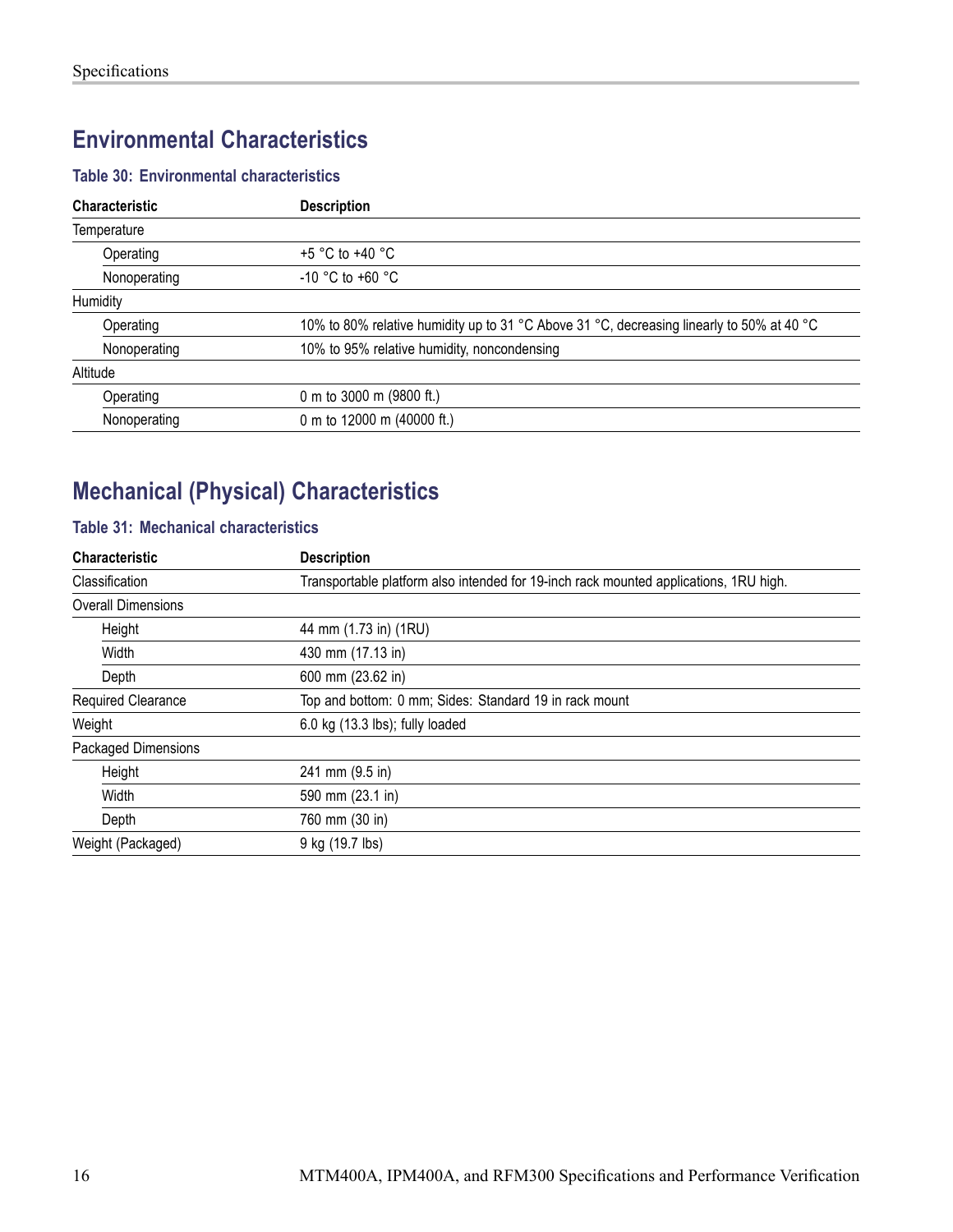## Environmental Characteristics

**Table 30: Environmental characteristics**

| Characteristic | Description |
|---|---|
| Temperature | |
| Operating | +5 °C to +40 °C |
| Nonoperating | -10 °C to +60 °C |
| Humidity | |
| Operating | 10% to 80% relative humidity up to 31 °C Above 31 °C, decreasing linearly to 50% at 40 °C |
| Nonoperating | 10% to 95% relative humidity, noncondensing |
| Altitude | |
| Operating | 0 m to 3000 m (9800 ft.) |
| Nonoperating | 0 m to 12000 m (40000 ft.) |

## Mechanical (Physical) Characteristics

**Table 31: Mechanical characteristics**

| Characteristic | Description |
|---|---|
| Classification | Transportable platform also intended for 19-inch rack mounted applications, 1RU high. |
| Overall Dimensions | |
| Height | 44 mm (1.73 in) (1RU) |
| Width | 430 mm (17.13 in) |
| Depth | 600 mm (23.62 in) |
| Required Clearance | Top and bottom: 0 mm; Sides: Standard 19 in rack mount |
| Weight | 6.0 kg (13.3 lbs); fully loaded |
| Packaged Dimensions | |
| Height | 241 mm (9.5 in) |
| Width | 590 mm (23.1 in) |
| Depth | 760 mm (30 in) |
| Weight (Packaged) | 9 kg (19.7 lbs) |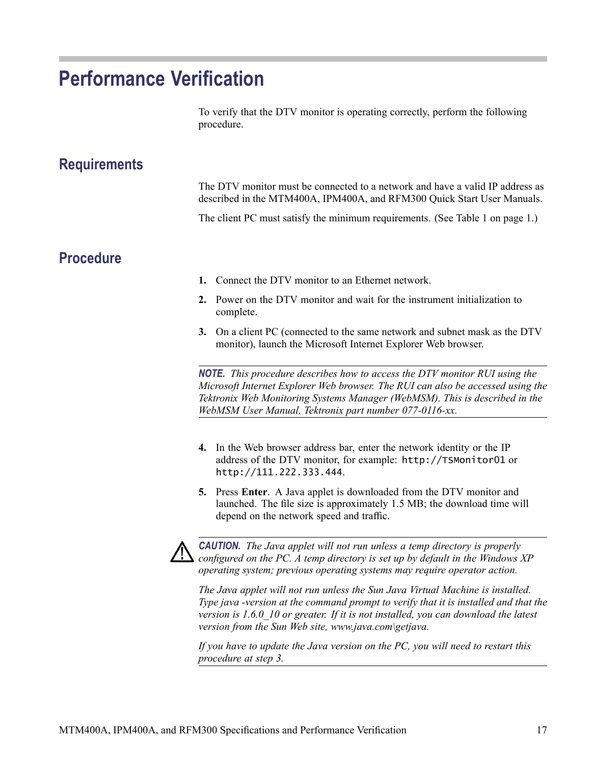# Performance Verification

To verify that the DTV monitor is operating correctly, perform the following procedure.

## Requirements

The DTV monitor must be connected to a network and have a valid IP address as described in the MTM400A, IPM400A, and RFM300 Quick Start User Manuals.

The client PC must satisfy the minimum requirements. (See Table 1 on page 1.)

## Procedure

1. Connect the DTV monitor to an Ethernet network.
2. Power on the DTV monitor and wait for the instrument initialization to complete.
3. On a client PC (connected to the same network and subnet mask as the DTV monitor), launch the Microsoft Internet Explorer Web browser.

---

***NOTE.** This procedure describes how to access the DTV monitor RUI using the Microsoft Internet Explorer Web browser. The RUI can also be accessed using the Tektronix Web Monitoring Systems Manager (WebMSM). This is described in the WebMSM User Manual, Tektronix part number 077-0116-xx.*

---

4. In the Web browser address bar, enter the network identity or the IP address of the DTV monitor, for example: `http://TSMonitor01` or `http://111.222.333.444`.
5. Press **Enter**. A Java applet is downloaded from the DTV monitor and launched. The file size is approximately 1.5 MB; the download time will depend on the network speed and traffic.

---

***CAUTION.** The Java applet will not run unless a temp directory is properly configured on the PC. A temp directory is set up by default in the Windows XP operating system; previous operating systems may require operator action.*

*The Java applet will not run unless the Sun Java Virtual Machine is installed. Type java -version at the command prompt to verify that it is installed and that the version is 1.6.0_10 or greater. If it is not installed, you can download the latest version from the Sun Web site, www.java.com\getjava.*

*If you have to update the Java version on the PC, you will need to restart this procedure at step 3.*

---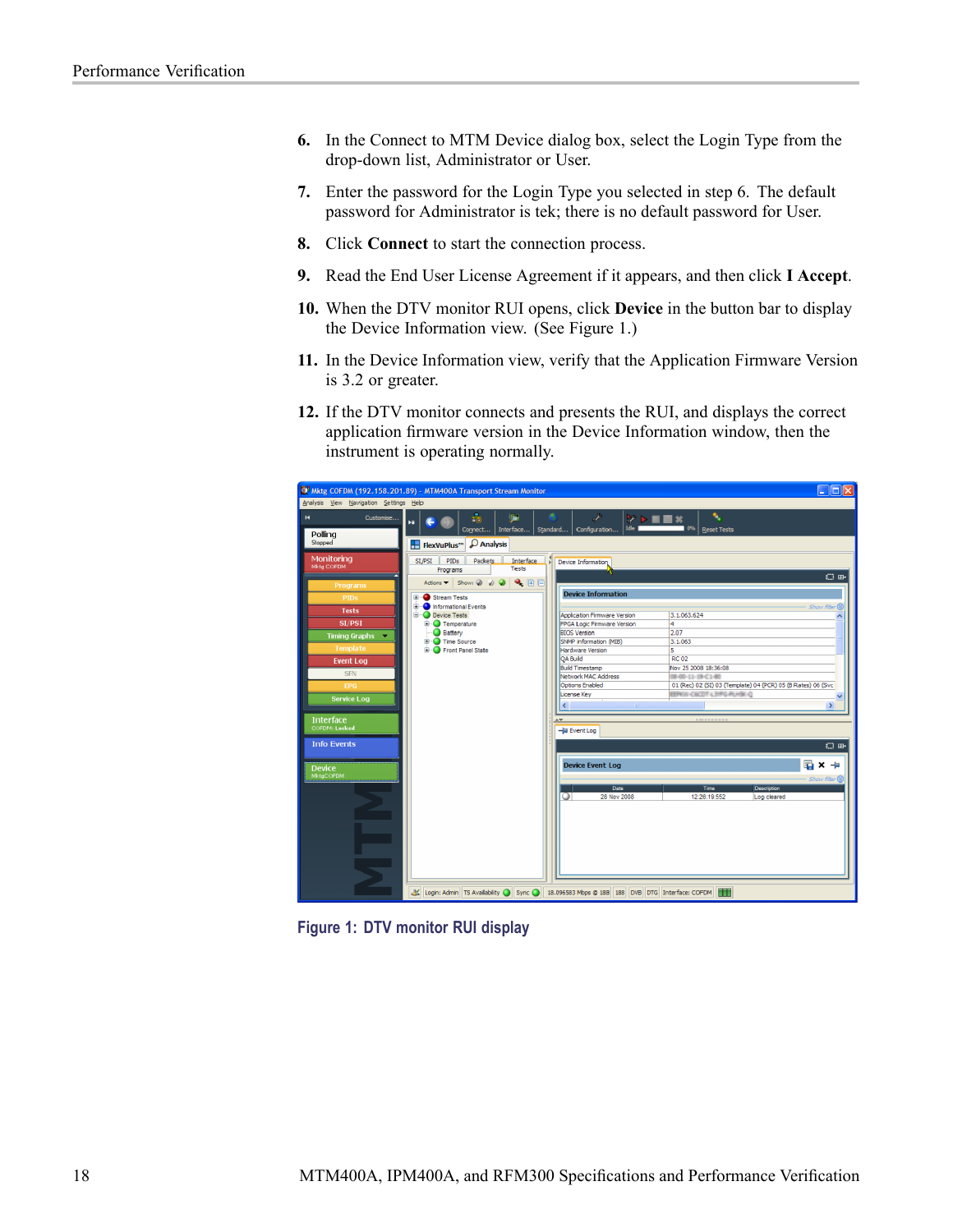6. In the Connect to MTM Device dialog box, select the Login Type from the drop-down list, Administrator or User.

7. Enter the password for the Login Type you selected in step 6. The default password for Administrator is tek; there is no default password for User.

8. Click **Connect** to start the connection process.

9. Read the End User License Agreement if it appears, and then click **I Accept**.

10. When the DTV monitor RUI opens, click **Device** in the button bar to display the Device Information view. (See Figure 1.)

11. In the Device Information view, verify that the Application Firmware Version is 3.2 or greater.

12. If the DTV monitor connects and presents the RUI, and displays the correct application firmware version in the Device Information window, then the instrument is operating normally.

**Figure 1: DTV monitor RUI display**